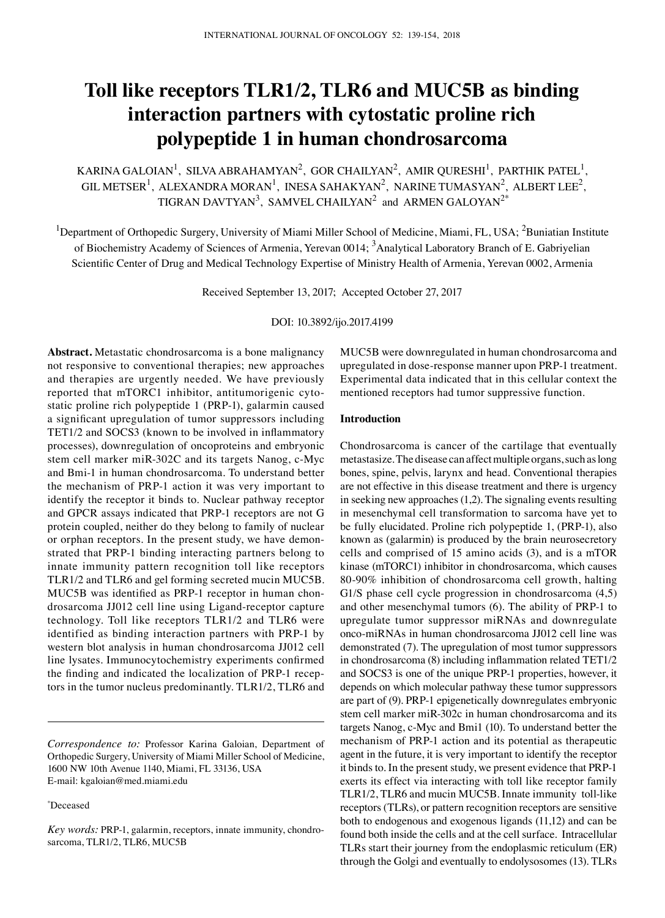# Toll like receptors TLR1/2, TLR6 and MUC5B as binding interaction partners with cytostatic proline rich polypeptide 1 in human chondrosarcoma

KARINA GALOIAN[1], SILVA ABRAHAMYAN[2], GOR CHAILYAN[2], AMIR QURESHI[1], PARTHIK PATEL[1], GIL METSER[1], ALEXANDRA MORAN[1], INESA SAHAKYAN[2], NARINE TUMASYAN[2], ALBERT LEE[2], TIGRAN DAVTYAN[3], SAMVEL CHAILYAN[2] and ARMEN GALOYAN[2*]

[1]Department of Orthopedic Surgery, University of Miami Miller School of Medicine, Miami, FL, USA; [2]Buniatian Institute of Biochemistry Academy of Sciences of Armenia, Yerevan 0014; [3]Analytical Laboratory Branch of E. Gabriyelian Scientific Center of Drug and Medical Technology Expertise of Ministry Health of Armenia, Yerevan 0002, Armenia

Received September 13, 2017; Accepted October 27, 2017

DOI: 10.3892/ijo.2017.4199

**Abstract.** Metastatic chondrosarcoma is a bone malignancy not responsive to conventional therapies; new approaches and therapies are urgently needed. We have previously reported that mTORC1 inhibitor, antitumorigenic cytostatic proline rich polypeptide 1 (PRP-1), galarmin caused a significant upregulation of tumor suppressors including TET1/2 and SOCS3 (known to be involved in inflammatory processes), downregulation of oncoproteins and embryonic stem cell marker miR-302C and its targets Nanog, c-Myc and Bmi-1 in human chondrosarcoma. To understand better the mechanism of PRP-1 action it was very important to identify the receptor it binds to. Nuclear pathway receptor and GPCR assays indicated that PRP-1 receptors are not G protein coupled, neither do they belong to family of nuclear or orphan receptors. In the present study, we have demonstrated that PRP-1 binding interacting partners belong to innate immunity pattern recognition toll like receptors TLR1/2 and TLR6 and gel forming secreted mucin MUC5B. MUC5B was identified as PRP-1 receptor in human chondrosarcoma JJ012 cell line using Ligand-receptor capture technology. Toll like receptors TLR1/2 and TLR6 were identified as binding interaction partners with PRP-1 by western blot analysis in human chondrosarcoma JJ012 cell line lysates. Immunocytochemistry experiments confirmed the finding and indicated the localization of PRP-1 receptors in the tumor nucleus predominantly. TLR1/2, TLR6 and MUC5B were downregulated in human chondrosarcoma and upregulated in dose-response manner upon PRP-1 treatment. Experimental data indicated that in this cellular context the mentioned receptors had tumor suppressive function.

## Introduction

Chondrosarcoma is cancer of the cartilage that eventually metastasize. The disease can affect multiple organs, such as long bones, spine, pelvis, larynx and head. Conventional therapies are not effective in this disease treatment and there is urgency in seeking new approaches (1,2). The signaling events resulting in mesenchymal cell transformation to sarcoma have yet to be fully elucidated. Proline rich polypeptide 1, (PRP-1), also known as (galarmin) is produced by the brain neurosecretory cells and comprised of 15 amino acids (3), and is a mTOR kinase (mTORC1) inhibitor in chondrosarcoma, which causes 80-90% inhibition of chondrosarcoma cell growth, halting G1/S phase cell cycle progression in chondrosarcoma (4,5) and other mesenchymal tumors (6). The ability of PRP-1 to upregulate tumor suppressor miRNAs and downregulate onco-miRNAs in human chondrosarcoma JJ012 cell line was demonstrated (7). The upregulation of most tumor suppressors in chondrosarcoma (8) including inflammation related TET1/2 and SOCS3 is one of the unique PRP-1 properties, however, it depends on which molecular pathway these tumor suppressors are part of (9). PRP-1 epigenetically downregulates embryonic stem cell marker miR-302c in human chondrosarcoma and its targets Nanog, c-Myc and Bmi1 (10). To understand better the mechanism of PRP-1 action and its potential as therapeutic agent in the future, it is very important to identify the receptor it binds to. In the present study, we present evidence that PRP-1 exerts its effect via interacting with toll like receptor family TLR1/2, TLR6 and mucin MUC5B. Innate immunity toll-like receptors (TLRs), or pattern recognition receptors are sensitive both to endogenous and exogenous ligands (11,12) and can be found both inside the cells and at the cell surface. Intracellular TLRs start their journey from the endoplasmic reticulum (ER) through the Golgi and eventually to endolysosomes (13). TLRs

---

*Correspondence to:* Professor Karina Galoian, Department of Orthopedic Surgery, University of Miami Miller School of Medicine, 1600 NW 10th Avenue 1140, Miami, FL 33136, USA
E-mail: kgaloian@med.miami.edu

*Deceased

*Key words:* PRP-1, galarmin, receptors, innate immunity, chondrosarcoma, TLR1/2, TLR6, MUC5B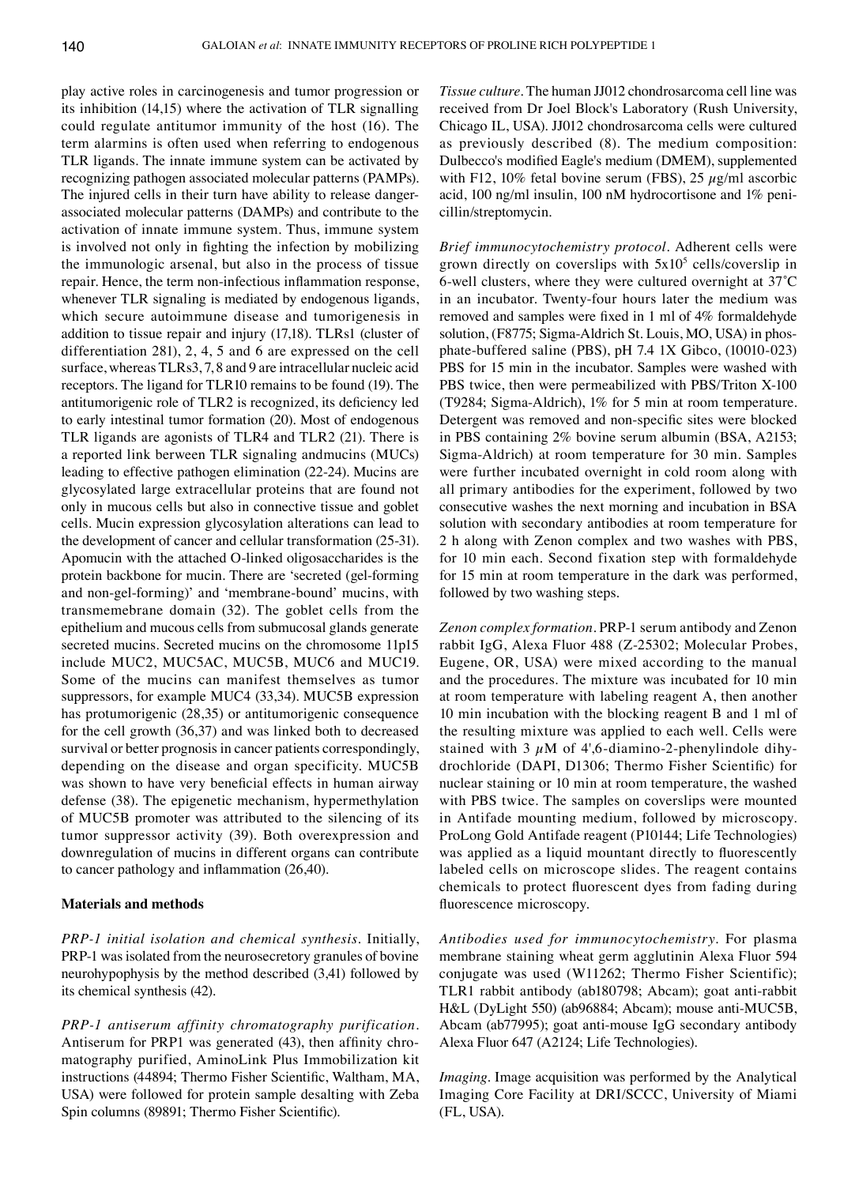play active roles in carcinogenesis and tumor progression or its inhibition (14,15) where the activation of TLR signalling could regulate antitumor immunity of the host (16). The term alarmins is often used when referring to endogenous TLR ligands. The innate immune system can be activated by recognizing pathogen associated molecular patterns (PAMPs). The injured cells in their turn have ability to release danger-associated molecular patterns (DAMPs) and contribute to the activation of innate immune system. Thus, immune system is involved not only in fighting the infection by mobilizing the immunologic arsenal, but also in the process of tissue repair. Hence, the term non-infectious inflammation response, whenever TLR signaling is mediated by endogenous ligands, which secure autoimmune disease and tumorigenesis in addition to tissue repair and injury (17,18). TLRs1 (cluster of differentiation 281), 2, 4, 5 and 6 are expressed on the cell surface, whereas TLRs3, 7, 8 and 9 are intracellular nucleic acid receptors. The ligand for TLR10 remains to be found (19). The antitumorigenic role of TLR2 is recognized, its deficiency led to early intestinal tumor formation (20). Most of endogenous TLR ligands are agonists of TLR4 and TLR2 (21). There is a reported link berween TLR signaling andmucins (MUCs) leading to effective pathogen elimination (22-24). Mucins are glycosylated large extracellular proteins that are found not only in mucous cells but also in connective tissue and goblet cells. Mucin expression glycosylation alterations can lead to the development of cancer and cellular transformation (25-31). Apomucin with the attached O-linked oligosaccharides is the protein backbone for mucin. There are 'secreted (gel-forming and non-gel-forming)' and 'membrane-bound' mucins, with transmemebrane domain (32). The goblet cells from the epithelium and mucous cells from submucosal glands generate secreted mucins. Secreted mucins on the chromosome 11p15 include MUC2, MUC5AC, MUC5B, MUC6 and MUC19. Some of the mucins can manifest themselves as tumor suppressors, for example MUC4 (33,34). MUC5B expression has protumorigenic (28,35) or antitumorigenic consequence for the cell growth (36,37) and was linked both to decreased survival or better prognosis in cancer patients correspondingly, depending on the disease and organ specificity. MUC5B was shown to have very beneficial effects in human airway defense (38). The epigenetic mechanism, hypermethylation of MUC5B promoter was attributed to the silencing of its tumor suppressor activity (39). Both overexpression and downregulation of mucins in different organs can contribute to cancer pathology and inflammation (26,40).

## Materials and methods

*PRP-1 initial isolation and chemical synthesis.* Initially, PRP-1 was isolated from the neurosecretory granules of bovine neurohypophysis by the method described (3,41) followed by its chemical synthesis (42).

*PRP-1 antiserum affinity chromatography purification.* Antiserum for PRP1 was generated (43), then affinity chromatography purified, AminoLink Plus Immobilization kit instructions (44894; Thermo Fisher Scientific, Waltham, MA, USA) were followed for protein sample desalting with Zeba Spin columns (89891; Thermo Fisher Scientific).

*Tissue culture.* The human JJ012 chondrosarcoma cell line was received from Dr Joel Block's Laboratory (Rush University, Chicago IL, USA). JJ012 chondrosarcoma cells were cultured as previously described (8). The medium composition: Dulbecco's modified Eagle's medium (DMEM), supplemented with F12, 10% fetal bovine serum (FBS), 25 $\mu$g/ml ascorbic acid, 100 ng/ml insulin, 100 nM hydrocortisone and 1% penicillin/streptomycin.

*Brief immunocytochemistry protocol.* Adherent cells were grown directly on coverslips with $5\times10^5$ cells/coverslip in 6-well clusters, where they were cultured overnight at 37˚C in an incubator. Twenty-four hours later the medium was removed and samples were fixed in 1 ml of 4% formaldehyde solution, (F8775; Sigma-Aldrich St. Louis, MO, USA) in phosphate-buffered saline (PBS), pH 7.4 1X Gibco, (10010-023) PBS for 15 min in the incubator. Samples were washed with PBS twice, then were permeabilized with PBS/Triton X-100 (T9284; Sigma-Aldrich), 1% for 5 min at room temperature. Detergent was removed and non-specific sites were blocked in PBS containing 2% bovine serum albumin (BSA, A2153; Sigma-Aldrich) at room temperature for 30 min. Samples were further incubated overnight in cold room along with all primary antibodies for the experiment, followed by two consecutive washes the next morning and incubation in BSA solution with secondary antibodies at room temperature for 2 h along with Zenon complex and two washes with PBS, for 10 min each. Second fixation step with formaldehyde for 15 min at room temperature in the dark was performed, followed by two washing steps.

*Zenon complex formation.* PRP-1 serum antibody and Zenon rabbit IgG, Alexa Fluor 488 (Z-25302; Molecular Probes, Eugene, OR, USA) were mixed according to the manual and the procedures. The mixture was incubated for 10 min at room temperature with labeling reagent A, then another 10 min incubation with the blocking reagent B and 1 ml of the resulting mixture was applied to each well. Cells were stained with 3 $\mu$M of 4',6-diamino-2-phenylindole dihydrochloride (DAPI, D1306; Thermo Fisher Scientific) for nuclear staining or 10 min at room temperature, the washed with PBS twice. The samples on coverslips were mounted in Antifade mounting medium, followed by microscopy. ProLong Gold Antifade reagent (P10144; Life Technologies) was applied as a liquid mountant directly to fluorescently labeled cells on microscope slides. The reagent contains chemicals to protect fluorescent dyes from fading during fluorescence microscopy.

*Antibodies used for immunocytochemistry.* For plasma membrane staining wheat germ agglutinin Alexa Fluor 594 conjugate was used (W11262; Thermo Fisher Scientific); TLR1 rabbit antibody (ab180798; Abcam); goat anti-rabbit H&L (DyLight 550) (ab96884; Abcam); mouse anti-MUC5B, Abcam (ab77995); goat anti-mouse IgG secondary antibody Alexa Fluor 647 (A2124; Life Technologies).

*Imaging.* Image acquisition was performed by the Analytical Imaging Core Facility at DRI/SCCC, University of Miami (FL, USA).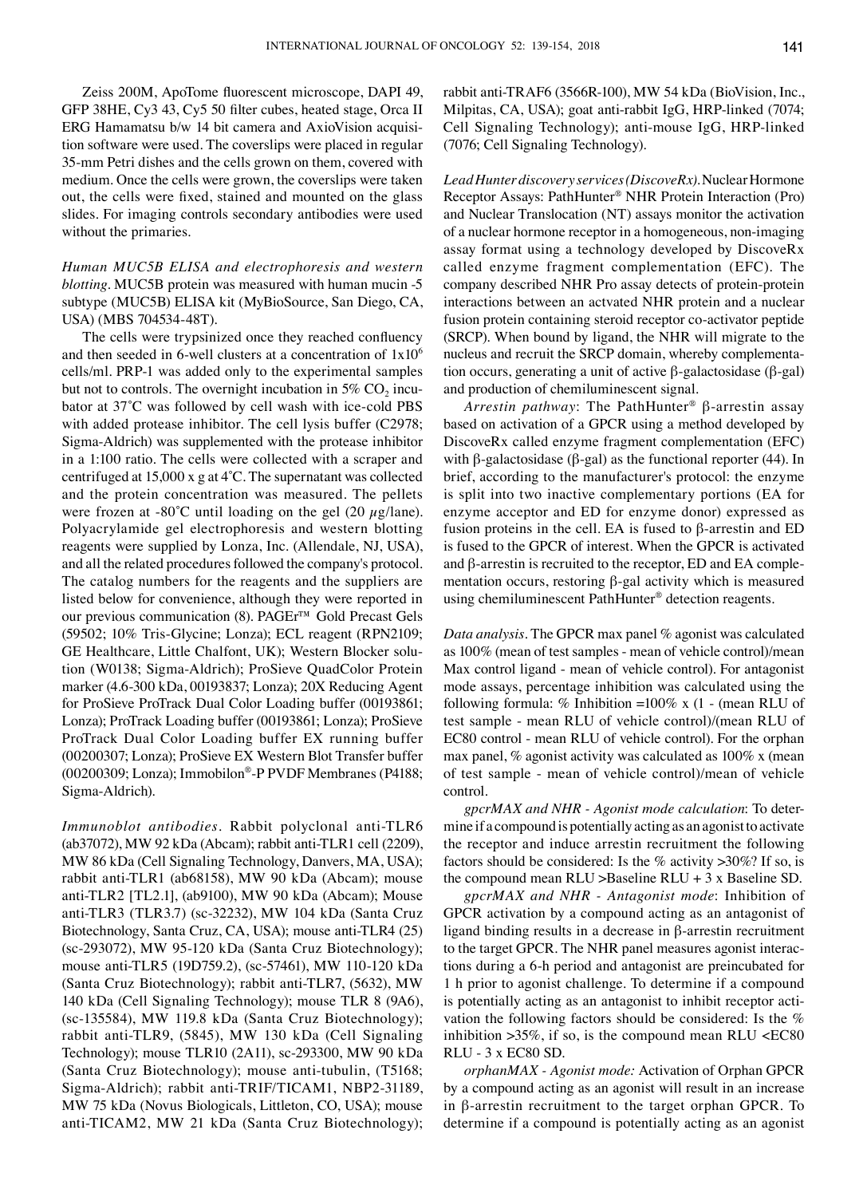Zeiss 200M, ApoTome fluorescent microscope, DAPI 49, GFP 38HE, Cy3 43, Cy5 50 filter cubes, heated stage, Orca II ERG Hamamatsu b/w 14 bit camera and AxioVision acquisition software were used. The coverslips were placed in regular 35-mm Petri dishes and the cells grown on them, covered with medium. Once the cells were grown, the coverslips were taken out, the cells were fixed, stained and mounted on the glass slides. For imaging controls secondary antibodies were used without the primaries.

*Human MUC5B ELISA and electrophoresis and western blotting*. MUC5B protein was measured with human mucin -5 subtype (MUC5B) ELISA kit (MyBioSource, San Diego, CA, USA) (MBS 704534-48T).

The cells were trypsinized once they reached confluency and then seeded in 6-well clusters at a concentration of $1x10^6$ cells/ml. PRP-1 was added only to the experimental samples but not to controls. The overnight incubation in 5% $CO_2$ incubator at 37˚C was followed by cell wash with ice-cold PBS with added protease inhibitor. The cell lysis buffer (C2978; Sigma-Aldrich) was supplemented with the protease inhibitor in a 1:100 ratio. The cells were collected with a scraper and centrifuged at 15,000 x g at 4˚C. The supernatant was collected and the protein concentration was measured. The pellets were frozen at -80˚C until loading on the gel (20 $\mu$g/lane). Polyacrylamide gel electrophoresis and western blotting reagents were supplied by Lonza, Inc. (Allendale, NJ, USA), and all the related procedures followed the company's protocol. The catalog numbers for the reagents and the suppliers are listed below for convenience, although they were reported in our previous communication (8). PAGEr™ Gold Precast Gels (59502; 10% Tris-Glycine; Lonza); ECL reagent (RPN2109; GE Healthcare, Little Chalfont, UK); Western Blocker solution (W0138; Sigma-Aldrich); ProSieve QuadColor Protein marker (4.6-300 kDa, 00193837; Lonza); 20X Reducing Agent for ProSieve ProTrack Dual Color Loading buffer (00193861; Lonza); ProTrack Loading buffer (00193861; Lonza); ProSieve ProTrack Dual Color Loading buffer EX running buffer (00200307; Lonza); ProSieve EX Western Blot Transfer buffer (00200309; Lonza); Immobilon®-P PVDF Membranes (P4188; Sigma-Aldrich).

*Immunoblot antibodies*. Rabbit polyclonal anti-TLR6 (ab37072), MW 92 kDa (Abcam); rabbit anti-TLR1 cell (2209), MW 86 kDa (Cell Signaling Technology, Danvers, MA, USA); rabbit anti-TLR1 (ab68158), MW 90 kDa (Abcam); mouse anti-TLR2 [TL2.1], (ab9100), MW 90 kDa (Abcam); Mouse anti-TLR3 (TLR3.7) (sc-32232), MW 104 kDa (Santa Cruz Biotechnology, Santa Cruz, CA, USA); mouse anti-TLR4 (25) (sc-293072), MW 95-120 kDa (Santa Cruz Biotechnology); mouse anti-TLR5 (19D759.2), (sc-57461), MW 110-120 kDa (Santa Cruz Biotechnology); rabbit anti-TLR7, (5632), MW 140 kDa (Cell Signaling Technology); mouse TLR 8 (9A6), (sc-135584), MW 119.8 kDa (Santa Cruz Biotechnology); rabbit anti-TLR9, (5845), MW 130 kDa (Cell Signaling Technology); mouse TLR10 (2A11), sc-293300, MW 90 kDa (Santa Cruz Biotechnology); mouse anti-tubulin, (T5168; Sigma-Aldrich); rabbit anti-TRIF/TICAM1, NBP2-31189, MW 75 kDa (Novus Biologicals, Littleton, CO, USA); mouse anti-TICAM2, MW 21 kDa (Santa Cruz Biotechnology); rabbit anti-TRAF6 (3566R-100), MW 54 kDa (BioVision, Inc., Milpitas, CA, USA); goat anti-rabbit IgG, HRP-linked (7074; Cell Signaling Technology); anti-mouse IgG, HRP-linked (7076; Cell Signaling Technology).

*LeadHunter discovery services (DiscoveRx)*. Nuclear Hormone Receptor Assays: PathHunter® NHR Protein Interaction (Pro) and Nuclear Translocation (NT) assays monitor the activation of a nuclear hormone receptor in a homogeneous, non-imaging assay format using a technology developed by DiscoveRx called enzyme fragment complementation (EFC). The company described NHR Pro assay detects of protein-protein interactions between an actvated NHR protein and a nuclear fusion protein containing steroid receptor co-activator peptide (SRCP). When bound by ligand, the NHR will migrate to the nucleus and recruit the SRCP domain, whereby complementation occurs, generating a unit of active β-galactosidase (β-gal) and production of chemiluminescent signal.

*Arrestin pathway*: The PathHunter® β-arrestin assay based on activation of a GPCR using a method developed by DiscoveRx called enzyme fragment complementation (EFC) with β-galactosidase (β-gal) as the functional reporter (44). In brief, according to the manufacturer's protocol: the enzyme is split into two inactive complementary portions (EA for enzyme acceptor and ED for enzyme donor) expressed as fusion proteins in the cell. EA is fused to β-arrestin and ED is fused to the GPCR of interest. When the GPCR is activated and β-arrestin is recruited to the receptor, ED and EA complementation occurs, restoring β-gal activity which is measured using chemiluminescent PathHunter® detection reagents.

*Data analysis*. The GPCR max panel % agonist was calculated as 100% (mean of test samples - mean of vehicle control)/mean Max control ligand - mean of vehicle control). For antagonist mode assays, percentage inhibition was calculated using the following formula: % Inhibition =100% x (1 - (mean RLU of test sample - mean RLU of vehicle control)/(mean RLU of EC80 control - mean RLU of vehicle control). For the orphan max panel, % agonist activity was calculated as 100% x (mean of test sample - mean of vehicle control)/mean of vehicle control.

*gpcrMAX and NHR - Agonist mode calculation*: To determine if a compound is potentially acting as an agonist to activate the receptor and induce arrestin recruitment the following factors should be considered: Is the % activity >30%? If so, is the compound mean RLU >Baseline RLU + 3 x Baseline SD.

*gpcrMAX and NHR - Antagonist mode*: Inhibition of GPCR activation by a compound acting as an antagonist of ligand binding results in a decrease in β-arrestin recruitment to the target GPCR. The NHR panel measures agonist interactions during a 6-h period and antagonist are preincubated for 1 h prior to agonist challenge. To determine if a compound is potentially acting as an antagonist to inhibit receptor activation the following factors should be considered: Is the % inhibition >35%, if so, is the compound mean RLU <EC80 RLU - 3 x EC80 SD.

*orphanMAX - Agonist mode:* Activation of Orphan GPCR by a compound acting as an agonist will result in an increase in β-arrestin recruitment to the target orphan GPCR. To determine if a compound is potentially acting as an agonist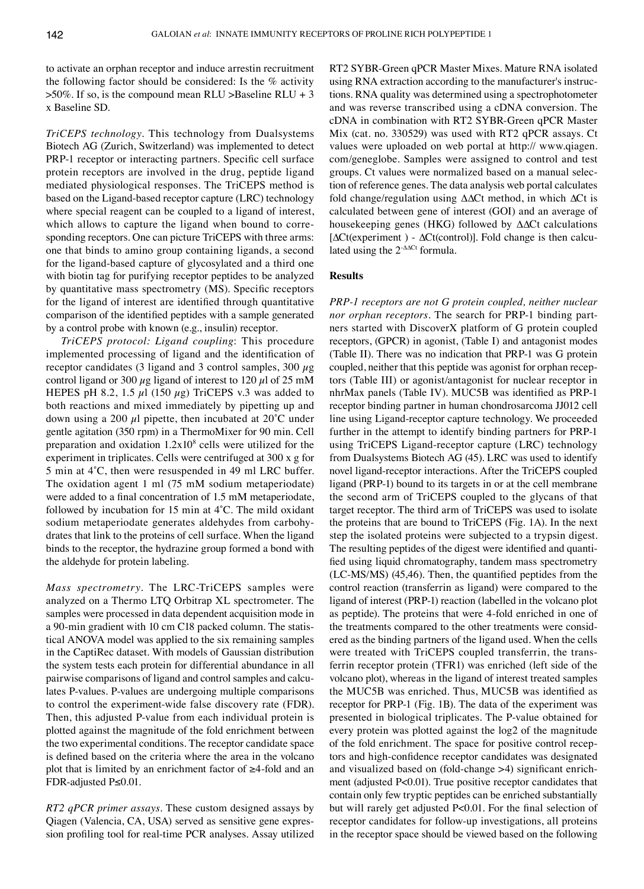to activate an orphan receptor and induce arrestin recruitment the following factor should be considered: Is the % activity >50%. If so, is the compound mean RLU >Baseline RLU + 3 x Baseline SD.

*TriCEPS technology*. This technology from Dualsystems Biotech AG (Zurich, Switzerland) was implemented to detect PRP‑1 receptor or interacting partners. Specific cell surface protein receptors are involved in the drug, peptide ligand mediated physiological responses. The TriCEPS method is based on the Ligand-based receptor capture (LRC) technology where special reagent can be coupled to a ligand of interest, which allows to capture the ligand when bound to corresponding receptors. One can picture TriCEPS with three arms: one that binds to amino group containing ligands, a second for the ligand-based capture of glycosylated and a third one with biotin tag for purifying receptor peptides to be analyzed by quantitative mass spectrometry (MS). Specific receptors for the ligand of interest are identified through quantitative comparison of the identified peptides with a sample generated by a control probe with known (e.g., insulin) receptor.

*TriCEPS protocol: Ligand coupling*: This procedure implemented processing of ligand and the identification of receptor candidates (3 ligand and 3 control samples, 300 $\mu$g control ligand or 300 $\mu$g ligand of interest to 120 $\mu$l of 25 mM HEPES pH 8.2, 1.5 $\mu$l (150 $\mu$g) TriCEPS v.3 was added to both reactions and mixed immediately by pipetting up and down using a 200 $\mu$l pipette, then incubated at 20˚C under gentle agitation (350 rpm) in a ThermoMixer for 90 min. Cell preparation and oxidation $1.2\times10^8$ cells were utilized for the experiment in triplicates. Cells were centrifuged at 300 x g for 5 min at 4˚C, then were resuspended in 49 ml LRC buffer. The oxidation agent 1 ml (75 mM sodium metaperiodate) were added to a final concentration of 1.5 mM metaperiodate, followed by incubation for 15 min at 4˚C. The mild oxidant sodium metaperiodate generates aldehydes from carbohydrates that link to the proteins of cell surface. When the ligand binds to the receptor, the hydrazine group formed a bond with the aldehyde for protein labeling.

*Mass spectrometry*. The LRC-TriCEPS samples were analyzed on a Thermo LTQ Orbitrap XL spectrometer. The samples were processed in data dependent acquisition mode in a 90-min gradient with 10 cm C18 packed column. The statistical ANOVA model was applied to the six remaining samples in the CaptiRec dataset. With models of Gaussian distribution the system tests each protein for differential abundance in all pairwise comparisons of ligand and control samples and calculates P-values. P-values are undergoing multiple comparisons to control the experiment-wide false discovery rate (FDR). Then, this adjusted P-value from each individual protein is plotted against the magnitude of the fold enrichment between the two experimental conditions. The receptor candidate space is defined based on the criteria where the area in the volcano plot that is limited by an enrichment factor of ≥4-fold and an FDR-adjusted P≤0.01.

*RT2 qPCR primer assays*. These custom designed assays by Qiagen (Valencia, CA, USA) served as sensitive gene expression profiling tool for real-time PCR analyses. Assay utilized RT2 SYBR-Green qPCR Master Mixes. Mature RNA isolated using RNA extraction according to the manufacturer's instructions. RNA quality was determined using a spectrophotometer and was reverse transcribed using a cDNA conversion. The cDNA in combination with RT2 SYBR-Green qPCR Master Mix (cat. no. 330529) was used with RT2 qPCR assays. Ct values were uploaded on web portal at http:// www.qiagen.com/geneglobe. Samples were assigned to control and test groups. Ct values were normalized based on a manual selection of reference genes. The data analysis web portal calculates fold change/regulation using ΔΔCt method, in which ΔCt is calculated between gene of interest (GOI) and an average of housekeeping genes (HKG) followed by ΔΔCt calculations [ΔCt(experiment ) - ΔCt(control)]. Fold change is then calculated using the $2^{-\Delta\Delta Ct}$ formula.

## Results

*PRP‑1 receptors are not G protein coupled, neither nuclear nor orphan receptors*. The search for PRP‑1 binding partners started with DiscoverX platform of G protein coupled receptors, (GPCR) in agonist, (Table I) and antagonist modes (Table II). There was no indication that PRP‑1 was G protein coupled, neither that this peptide was agonist for orphan receptors (Table III) or agonist/antagonist for nuclear receptor in nhrMax panels (Table IV). MUC5B was identified as PRP‑1 receptor binding partner in human chondrosarcoma JJ012 cell line using Ligand-receptor capture technology. We proceeded further in the attempt to identify binding partners for PRP‑1 using TriCEPS Ligand-receptor capture (LRC) technology from Dualsystems Biotech AG (45). LRC was used to identify novel ligand-receptor interactions. After the TriCEPS coupled ligand (PRP‑1) bound to its targets in or at the cell membrane the second arm of TriCEPS coupled to the glycans of that target receptor. The third arm of TriCEPS was used to isolate the proteins that are bound to TriCEPS (Fig. 1A). In the next step the isolated proteins were subjected to a trypsin digest. The resulting peptides of the digest were identified and quantified using liquid chromatography, tandem mass spectrometry (LC-MS/MS) (45,46). Then, the quantified peptides from the control reaction (transferrin as ligand) were compared to the ligand of interest (PRP‑1) reaction (labelled in the volcano plot as peptide). The proteins that were 4-fold enriched in one of the treatments compared to the other treatments were considered as the binding partners of the ligand used. When the cells were treated with TriCEPS coupled transferrin, the transferrin receptor protein (TFR1) was enriched (left side of the volcano plot), whereas in the ligand of interest treated samples the MUC5B was enriched. Thus, MUC5B was identified as receptor for PRP‑1 (Fig. 1B). The data of the experiment was presented in biological triplicates. The P-value obtained for every protein was plotted against the log2 of the magnitude of the fold enrichment. The space for positive control receptors and high-confidence receptor candidates was designated and visualized based on (fold-change >4) significant enrichment (adjusted P<0.01). True positive receptor candidates that contain only few tryptic peptides can be enriched substantially but will rarely get adjusted P<0.01. For the final selection of receptor candidates for follow-up investigations, all proteins in the receptor space should be viewed based on the following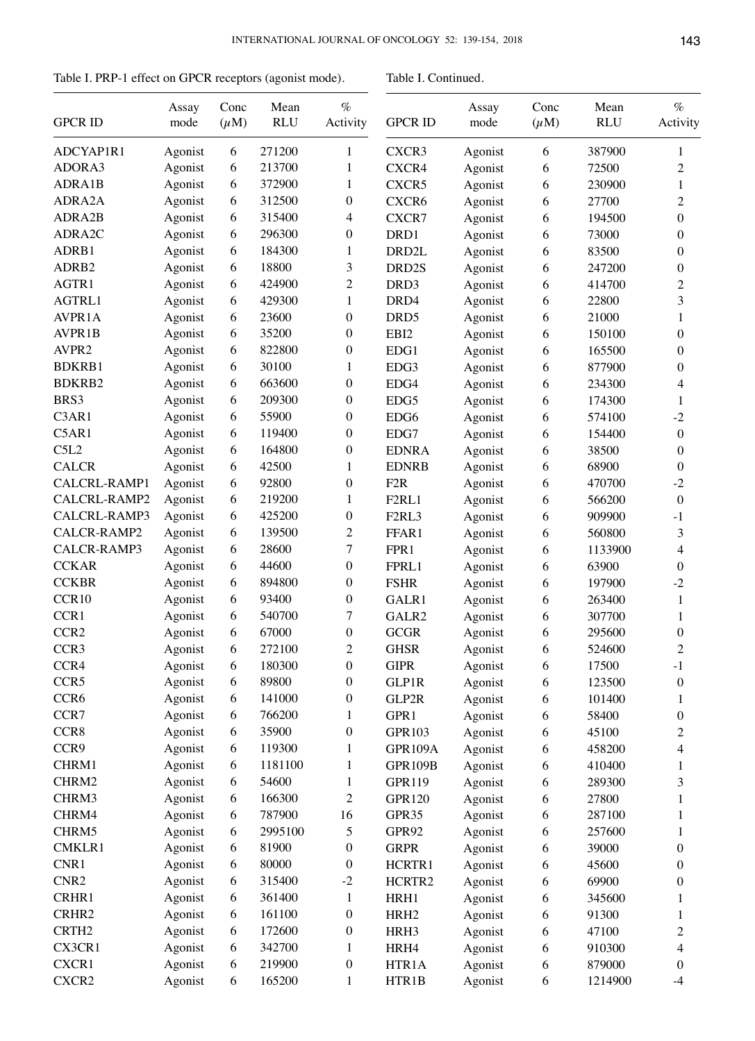Table I. PRP-1 effect on GPCR receptors (agonist mode).

| GPCR ID | Assay mode | Conc ($\mu$M) | Mean RLU | % Activity |
|---|---|---|---|---|
| ADCYAP1R1 | Agonist | 6 | 271200 | 1 |
| ADORA3 | Agonist | 6 | 213700 | 1 |
| ADRA1B | Agonist | 6 | 372900 | 1 |
| ADRA2A | Agonist | 6 | 312500 | 0 |
| ADRA2B | Agonist | 6 | 315400 | 4 |
| ADRA2C | Agonist | 6 | 296300 | 0 |
| ADRB1 | Agonist | 6 | 184300 | 1 |
| ADRB2 | Agonist | 6 | 18800 | 3 |
| AGTR1 | Agonist | 6 | 424900 | 2 |
| AGTRL1 | Agonist | 6 | 429300 | 1 |
| AVPR1A | Agonist | 6 | 23600 | 0 |
| AVPR1B | Agonist | 6 | 35200 | 0 |
| AVPR2 | Agonist | 6 | 822800 | 0 |
| BDKRB1 | Agonist | 6 | 30100 | 1 |
| BDKRB2 | Agonist | 6 | 663600 | 0 |
| BRS3 | Agonist | 6 | 209300 | 0 |
| C3AR1 | Agonist | 6 | 55900 | 0 |
| C5AR1 | Agonist | 6 | 119400 | 0 |
| C5L2 | Agonist | 6 | 164800 | 0 |
| CALCR | Agonist | 6 | 42500 | 1 |
| CALCRL-RAMP1 | Agonist | 6 | 92800 | 0 |
| CALCRL-RAMP2 | Agonist | 6 | 219200 | 1 |
| CALCRL-RAMP3 | Agonist | 6 | 425200 | 0 |
| CALCR-RAMP2 | Agonist | 6 | 139500 | 2 |
| CALCR-RAMP3 | Agonist | 6 | 28600 | 7 |
| CCKAR | Agonist | 6 | 44600 | 0 |
| CCKBR | Agonist | 6 | 894800 | 0 |
| CCR10 | Agonist | 6 | 93400 | 0 |
| CCR1 | Agonist | 6 | 540700 | 7 |
| CCR2 | Agonist | 6 | 67000 | 0 |
| CCR3 | Agonist | 6 | 272100 | 2 |
| CCR4 | Agonist | 6 | 180300 | 0 |
| CCR5 | Agonist | 6 | 89800 | 0 |
| CCR6 | Agonist | 6 | 141000 | 0 |
| CCR7 | Agonist | 6 | 766200 | 1 |
| CCR8 | Agonist | 6 | 35900 | 0 |
| CCR9 | Agonist | 6 | 119300 | 1 |
| CHRM1 | Agonist | 6 | 1181100 | 1 |
| CHRM2 | Agonist | 6 | 54600 | 1 |
| CHRM3 | Agonist | 6 | 166300 | 2 |
| CHRM4 | Agonist | 6 | 787900 | 16 |
| CHRM5 | Agonist | 6 | 2995100 | 5 |
| CMKLR1 | Agonist | 6 | 81900 | 0 |
| CNR1 | Agonist | 6 | 80000 | 0 |
| CNR2 | Agonist | 6 | 315400 | -2 |
| CRHR1 | Agonist | 6 | 361400 | 1 |
| CRHR2 | Agonist | 6 | 161100 | 0 |
| CRTH2 | Agonist | 6 | 172600 | 0 |
| CX3CR1 | Agonist | 6 | 342700 | 1 |
| CXCR1 | Agonist | 6 | 219900 | 0 |
| CXCR2 | Agonist | 6 | 165200 | 1 |

Table I. Continued.

| GPCR ID | Assay mode | Conc ($\mu$M) | Mean RLU | % Activity |
|---|---|---|---|---|
| CXCR3 | Agonist | 6 | 387900 | 1 |
| CXCR4 | Agonist | 6 | 72500 | 2 |
| CXCR5 | Agonist | 6 | 230900 | 1 |
| CXCR6 | Agonist | 6 | 27700 | 2 |
| CXCR7 | Agonist | 6 | 194500 | 0 |
| DRD1 | Agonist | 6 | 73000 | 0 |
| DRD2L | Agonist | 6 | 83500 | 0 |
| DRD2S | Agonist | 6 | 247200 | 0 |
| DRD3 | Agonist | 6 | 414700 | 2 |
| DRD4 | Agonist | 6 | 22800 | 3 |
| DRD5 | Agonist | 6 | 21000 | 1 |
| EBI2 | Agonist | 6 | 150100 | 0 |
| EDG1 | Agonist | 6 | 165500 | 0 |
| EDG3 | Agonist | 6 | 877900 | 0 |
| EDG4 | Agonist | 6 | 234300 | 4 |
| EDG5 | Agonist | 6 | 174300 | 1 |
| EDG6 | Agonist | 6 | 574100 | -2 |
| EDG7 | Agonist | 6 | 154400 | 0 |
| EDNRA | Agonist | 6 | 38500 | 0 |
| EDNRB | Agonist | 6 | 68900 | 0 |
| F2R | Agonist | 6 | 470700 | -2 |
| F2RL1 | Agonist | 6 | 566200 | 0 |
| F2RL3 | Agonist | 6 | 909900 | -1 |
| FFAR1 | Agonist | 6 | 560800 | 3 |
| FPR1 | Agonist | 6 | 1133900 | 4 |
| FPRL1 | Agonist | 6 | 63900 | 0 |
| FSHR | Agonist | 6 | 197900 | -2 |
| GALR1 | Agonist | 6 | 263400 | 1 |
| GALR2 | Agonist | 6 | 307700 | 1 |
| GCGR | Agonist | 6 | 295600 | 0 |
| GHSR | Agonist | 6 | 524600 | 2 |
| GIPR | Agonist | 6 | 17500 | -1 |
| GLP1R | Agonist | 6 | 123500 | 0 |
| GLP2R | Agonist | 6 | 101400 | 1 |
| GPR1 | Agonist | 6 | 58400 | 0 |
| GPR103 | Agonist | 6 | 45100 | 2 |
| GPR109A | Agonist | 6 | 458200 | 4 |
| GPR109B | Agonist | 6 | 410400 | 1 |
| GPR119 | Agonist | 6 | 289300 | 3 |
| GPR120 | Agonist | 6 | 27800 | 1 |
| GPR35 | Agonist | 6 | 287100 | 1 |
| GPR92 | Agonist | 6 | 257600 | 1 |
| GRPR | Agonist | 6 | 39000 | 0 |
| HCRTR1 | Agonist | 6 | 45600 | 0 |
| HCRTR2 | Agonist | 6 | 69900 | 0 |
| HRH1 | Agonist | 6 | 345600 | 1 |
| HRH2 | Agonist | 6 | 91300 | 1 |
| HRH3 | Agonist | 6 | 47100 | 2 |
| HRH4 | Agonist | 6 | 910300 | 4 |
| HTR1A | Agonist | 6 | 879000 | 0 |
| HTR1B | Agonist | 6 | 1214900 | -4 |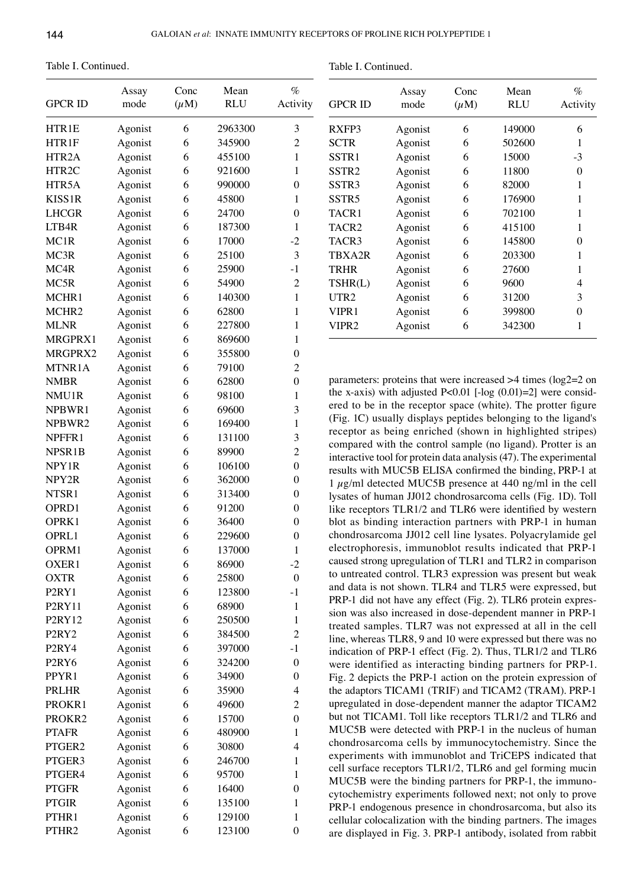Table I. Continued.

| GPCR ID | Assay mode | Conc ($\mu$M) | Mean RLU | % Activity |
|---|---|---|---|---|
| HTR1E | Agonist | 6 | 2963300 | 3 |
| HTR1F | Agonist | 6 | 345900 | 2 |
| HTR2A | Agonist | 6 | 455100 | 1 |
| HTR2C | Agonist | 6 | 921600 | 1 |
| HTR5A | Agonist | 6 | 990000 | 0 |
| KISS1R | Agonist | 6 | 45800 | 1 |
| LHCGR | Agonist | 6 | 24700 | 0 |
| LTB4R | Agonist | 6 | 187300 | 1 |
| MC1R | Agonist | 6 | 17000 | -2 |
| MC3R | Agonist | 6 | 25100 | 3 |
| MC4R | Agonist | 6 | 25900 | -1 |
| MC5R | Agonist | 6 | 54900 | 2 |
| MCHR1 | Agonist | 6 | 140300 | 1 |
| MCHR2 | Agonist | 6 | 62800 | 1 |
| MLNR | Agonist | 6 | 227800 | 1 |
| MRGPRX1 | Agonist | 6 | 869600 | 1 |
| MRGPRX2 | Agonist | 6 | 355800 | 0 |
| MTNR1A | Agonist | 6 | 79100 | 2 |
| NMBR | Agonist | 6 | 62800 | 0 |
| NMU1R | Agonist | 6 | 98100 | 1 |
| NPBWR1 | Agonist | 6 | 69600 | 3 |
| NPBWR2 | Agonist | 6 | 169400 | 1 |
| NPFFR1 | Agonist | 6 | 131100 | 3 |
| NPSR1B | Agonist | 6 | 89900 | 2 |
| NPY1R | Agonist | 6 | 106100 | 0 |
| NPY2R | Agonist | 6 | 362000 | 0 |
| NTSR1 | Agonist | 6 | 313400 | 0 |
| OPRD1 | Agonist | 6 | 91200 | 0 |
| OPRK1 | Agonist | 6 | 36400 | 0 |
| OPRL1 | Agonist | 6 | 229600 | 0 |
| OPRM1 | Agonist | 6 | 137000 | 1 |
| OXER1 | Agonist | 6 | 86900 | -2 |
| OXTR | Agonist | 6 | 25800 | 0 |
| P2RY1 | Agonist | 6 | 123800 | -1 |
| P2RY11 | Agonist | 6 | 68900 | 1 |
| P2RY12 | Agonist | 6 | 250500 | 1 |
| P2RY2 | Agonist | 6 | 384500 | 2 |
| P2RY4 | Agonist | 6 | 397000 | -1 |
| P2RY6 | Agonist | 6 | 324200 | 0 |
| PPYR1 | Agonist | 6 | 34900 | 0 |
| PRLHR | Agonist | 6 | 35900 | 4 |
| PROKR1 | Agonist | 6 | 49600 | 2 |
| PROKR2 | Agonist | 6 | 15700 | 0 |
| PTAFR | Agonist | 6 | 480900 | 1 |
| PTGER2 | Agonist | 6 | 30800 | 4 |
| PTGER3 | Agonist | 6 | 246700 | 1 |
| PTGER4 | Agonist | 6 | 95700 | 1 |
| PTGFR | Agonist | 6 | 16400 | 0 |
| PTGIR | Agonist | 6 | 135100 | 1 |
| PTHR1 | Agonist | 6 | 129100 | 1 |
| PTHR2 | Agonist | 6 | 123100 | 0 |
| RXFP3 | Agonist | 6 | 149000 | 6 |
| SCTR | Agonist | 6 | 502600 | 1 |
| SSTR1 | Agonist | 6 | 15000 | -3 |
| SSTR2 | Agonist | 6 | 11800 | 0 |
| SSTR3 | Agonist | 6 | 82000 | 1 |
| SSTR5 | Agonist | 6 | 176900 | 1 |
| TACR1 | Agonist | 6 | 702100 | 1 |
| TACR2 | Agonist | 6 | 415100 | 1 |
| TACR3 | Agonist | 6 | 145800 | 0 |
| TBXA2R | Agonist | 6 | 203300 | 1 |
| TRHR | Agonist | 6 | 27600 | 1 |
| TSHR(L) | Agonist | 6 | 9600 | 4 |
| UTR2 | Agonist | 6 | 31200 | 3 |
| VIPR1 | Agonist | 6 | 399800 | 0 |
| VIPR2 | Agonist | 6 | 342300 | 1 |

parameters: proteins that were increased >4 times (log2=2 on the x-axis) with adjusted P<0.01 [-log (0.01)=2] were considered to be in the receptor space (white). The protter figure (Fig. 1C) usually displays peptides belonging to the ligand's receptor as being enriched (shown in highlighted stripes) compared with the control sample (no ligand). Protter is an interactive tool for protein data analysis (47). The experimental results with MUC5B ELISA confirmed the binding, PRP-1 at 1 $\mu$g/ml detected MUC5B presence at 440 ng/ml in the cell lysates of human JJ012 chondrosarcoma cells (Fig. 1D). Toll like receptors TLR1/2 and TLR6 were identified by western blot as binding interaction partners with PRP-1 in human chondrosarcoma JJ012 cell line lysates. Polyacrylamide gel electrophoresis, immunoblot results indicated that PRP-1 caused strong upregulation of TLR1 and TLR2 in comparison to untreated control. TLR3 expression was present but weak and data is not shown. TLR4 and TLR5 were expressed, but PRP-1 did not have any effect (Fig. 2). TLR6 protein expression was also increased in dose-dependent manner in PRP-1 treated samples. TLR7 was not expressed at all in the cell line, whereas TLR8, 9 and 10 were expressed but there was no indication of PRP-1 effect (Fig. 2). Thus, TLR1/2 and TLR6 were identified as interacting binding partners for PRP-1. Fig. 2 depicts the PRP-1 action on the protein expression of the adaptors TICAM1 (TRIF) and TICAM2 (TRAM). PRP-1 upregulated in dose-dependent manner the adaptor TICAM2 but not TICAM1. Toll like receptors TLR1/2 and TLR6 and MUC5B were detected with PRP-1 in the nucleus of human chondrosarcoma cells by immunocytochemistry. Since the experiments with immunoblot and TriCEPS indicated that cell surface receptors TLR1/2, TLR6 and gel forming mucin MUC5B were the binding partners for PRP-1, the immunocytochemistry experiments followed next; not only to prove PRP-1 endogenous presence in chondrosarcoma, but also its cellular colocalization with the binding partners. The images are displayed in Fig. 3. PRP-1 antibody, isolated from rabbit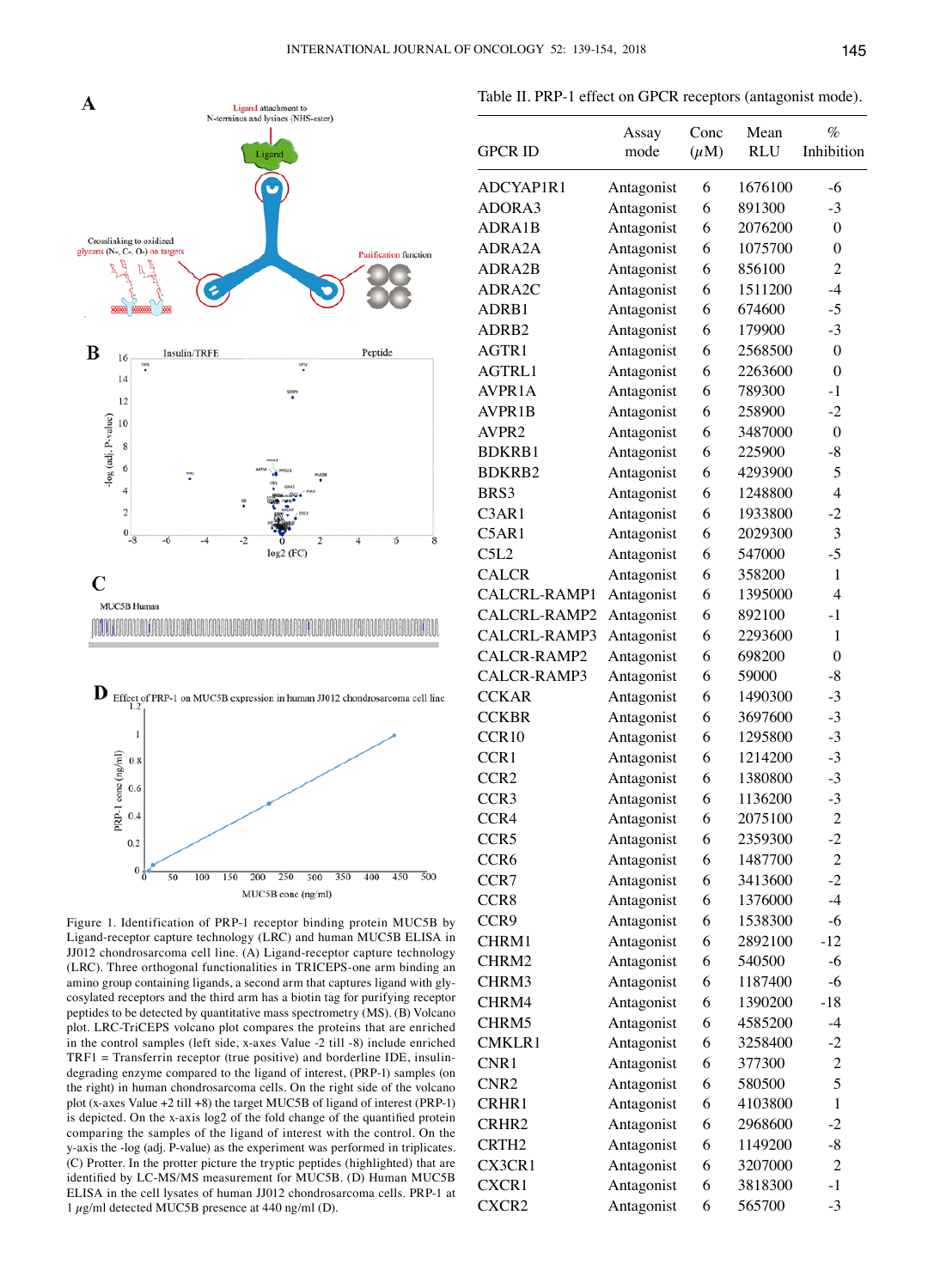Figure 1. Identification of PRP-1 receptor binding protein MUC5B by Ligand-receptor capture technology (LRC) and human MUC5B ELISA in JJ012 chondrosarcoma cell line. (A) Ligand-receptor capture technology (LRC). Three orthogonal functionalities in TRICEPS-one arm binding an amino group containing ligands, a second arm that captures ligand with glycosylated receptors and the third arm has a biotin tag for purifying receptor peptides to be detected by quantitative mass spectrometry (MS). (B) Volcano plot. LRC-TriCEPS volcano plot compares the proteins that are enriched in the control samples (left side, x-axes Value -2 till -8) include enriched TRF1 = Transferrin receptor (true positive) and borderline IDE, insulin-degrading enzyme compared to the ligand of interest, (PRP-1) samples (on the right) in human chondrosarcoma cells. On the right side of the volcano plot (x-axes Value +2 till +8) the target MUC5B of ligand of interest (PRP-1) is depicted. On the x-axis log2 of the fold change of the quantified protein comparing the samples of the ligand of interest with the control. On the y-axis the -log (adj. P-value) as the experiment was performed in triplicates. (C) Protter. In the protter picture the tryptic peptides (highlighted) that are identified by LC-MS/MS measurement for MUC5B. (D) Human MUC5B ELISA in the cell lysates of human JJ012 chondrosarcoma cells. PRP-1 at 1 $\mu$g/ml detected MUC5B presence at 440 ng/ml (D).

Table II. PRP-1 effect on GPCR receptors (antagonist mode).

| GPCR ID | Assay mode | Conc ($\mu$M) | Mean RLU | % Inhibition |
|---|---|---|---|---|
| ADCYAP1R1 | Antagonist | 6 | 1676100 | -6 |
| ADORA3 | Antagonist | 6 | 891300 | -3 |
| ADRA1B | Antagonist | 6 | 2076200 | 0 |
| ADRA2A | Antagonist | 6 | 1075700 | 0 |
| ADRA2B | Antagonist | 6 | 856100 | 2 |
| ADRA2C | Antagonist | 6 | 1511200 | -4 |
| ADRB1 | Antagonist | 6 | 674600 | -5 |
| ADRB2 | Antagonist | 6 | 179900 | -3 |
| AGTR1 | Antagonist | 6 | 2568500 | 0 |
| AGTRL1 | Antagonist | 6 | 2263600 | 0 |
| AVPR1A | Antagonist | 6 | 789300 | -1 |
| AVPR1B | Antagonist | 6 | 258900 | -2 |
| AVPR2 | Antagonist | 6 | 3487000 | 0 |
| BDKRB1 | Antagonist | 6 | 225900 | -8 |
| BDKRB2 | Antagonist | 6 | 4293900 | 5 |
| BRS3 | Antagonist | 6 | 1248800 | 4 |
| C3AR1 | Antagonist | 6 | 1933800 | -2 |
| C5AR1 | Antagonist | 6 | 2029300 | 3 |
| C5L2 | Antagonist | 6 | 547000 | -5 |
| CALCR | Antagonist | 6 | 358200 | 1 |
| CALCRL-RAMP1 | Antagonist | 6 | 1395000 | 4 |
| CALCRL-RAMP2 | Antagonist | 6 | 892100 | -1 |
| CALCRL-RAMP3 | Antagonist | 6 | 2293600 | 1 |
| CALCR-RAMP2 | Antagonist | 6 | 698200 | 0 |
| CALCR-RAMP3 | Antagonist | 6 | 59000 | -8 |
| CCKAR | Antagonist | 6 | 1490300 | -3 |
| CCKBR | Antagonist | 6 | 3697600 | -3 |
| CCR10 | Antagonist | 6 | 1295800 | -3 |
| CCR1 | Antagonist | 6 | 1214200 | -3 |
| CCR2 | Antagonist | 6 | 1380800 | -3 |
| CCR3 | Antagonist | 6 | 1136200 | -3 |
| CCR4 | Antagonist | 6 | 2075100 | 2 |
| CCR5 | Antagonist | 6 | 2359300 | -2 |
| CCR6 | Antagonist | 6 | 1487700 | 2 |
| CCR7 | Antagonist | 6 | 3413600 | -2 |
| CCR8 | Antagonist | 6 | 1376000 | -4 |
| CCR9 | Antagonist | 6 | 1538300 | -6 |
| CHRM1 | Antagonist | 6 | 2892100 | -12 |
| CHRM2 | Antagonist | 6 | 540500 | -6 |
| CHRM3 | Antagonist | 6 | 1187400 | -6 |
| CHRM4 | Antagonist | 6 | 1390200 | -18 |
| CHRM5 | Antagonist | 6 | 4585200 | -4 |
| CMKLR1 | Antagonist | 6 | 3258400 | -2 |
| CNR1 | Antagonist | 6 | 377300 | 2 |
| CNR2 | Antagonist | 6 | 580500 | 5 |
| CRHR1 | Antagonist | 6 | 4103800 | 1 |
| CRHR2 | Antagonist | 6 | 2968600 | -2 |
| CRTH2 | Antagonist | 6 | 1149200 | -8 |
| CX3CR1 | Antagonist | 6 | 3207000 | 2 |
| CXCR1 | Antagonist | 6 | 3818300 | -1 |
| CXCR2 | Antagonist | 6 | 565700 | -3 |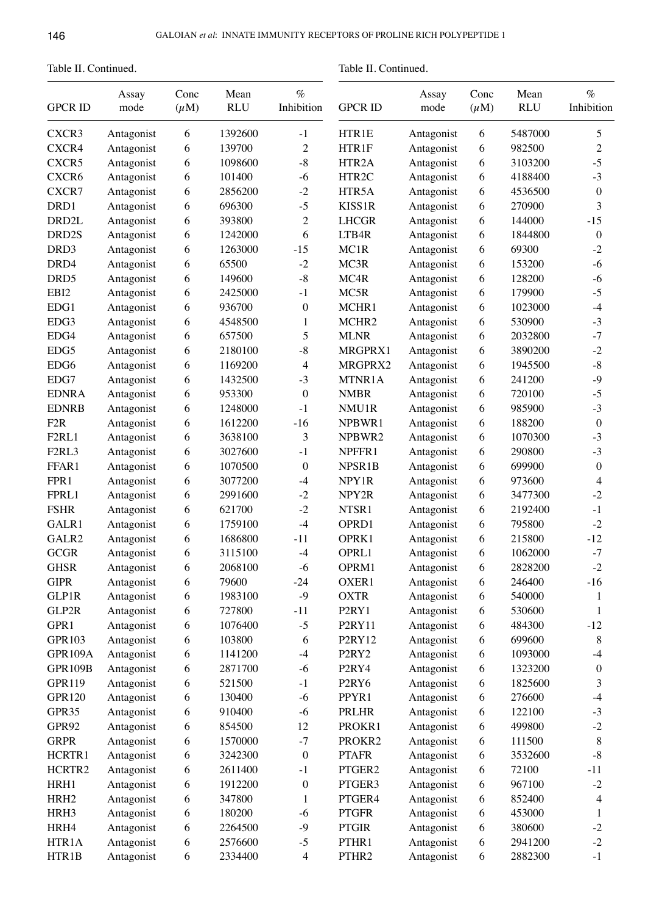Table II. Continued.

| GPCR ID | Assay mode | Conc ($\mu$M) | Mean RLU | % Inhibition |
|---|---|---|---|---|
| CXCR3 | Antagonist | 6 | 1392600 | -1 |
| CXCR4 | Antagonist | 6 | 139700 | 2 |
| CXCR5 | Antagonist | 6 | 1098600 | -8 |
| CXCR6 | Antagonist | 6 | 101400 | -6 |
| CXCR7 | Antagonist | 6 | 2856200 | -2 |
| DRD1 | Antagonist | 6 | 696300 | -5 |
| DRD2L | Antagonist | 6 | 393800 | 2 |
| DRD2S | Antagonist | 6 | 1242000 | 6 |
| DRD3 | Antagonist | 6 | 1263000 | -15 |
| DRD4 | Antagonist | 6 | 65500 | -2 |
| DRD5 | Antagonist | 6 | 149600 | -8 |
| EBI2 | Antagonist | 6 | 2425000 | -1 |
| EDG1 | Antagonist | 6 | 936700 | 0 |
| EDG3 | Antagonist | 6 | 4548500 | 1 |
| EDG4 | Antagonist | 6 | 657500 | 5 |
| EDG5 | Antagonist | 6 | 2180100 | -8 |
| EDG6 | Antagonist | 6 | 1169200 | 4 |
| EDG7 | Antagonist | 6 | 1432500 | -3 |
| EDNRA | Antagonist | 6 | 953300 | 0 |
| EDNRB | Antagonist | 6 | 1248000 | -1 |
| F2R | Antagonist | 6 | 1612200 | -16 |
| F2RL1 | Antagonist | 6 | 3638100 | 3 |
| F2RL3 | Antagonist | 6 | 3027600 | -1 |
| FFAR1 | Antagonist | 6 | 1070500 | 0 |
| FPR1 | Antagonist | 6 | 3077200 | -4 |
| FPRL1 | Antagonist | 6 | 2991600 | -2 |
| FSHR | Antagonist | 6 | 621700 | -2 |
| GALR1 | Antagonist | 6 | 1759100 | -4 |
| GALR2 | Antagonist | 6 | 1686800 | -11 |
| GCGR | Antagonist | 6 | 3115100 | -4 |
| GHSR | Antagonist | 6 | 2068100 | -6 |
| GIPR | Antagonist | 6 | 79600 | -24 |
| GLP1R | Antagonist | 6 | 1983100 | -9 |
| GLP2R | Antagonist | 6 | 727800 | -11 |
| GPR1 | Antagonist | 6 | 1076400 | -5 |
| GPR103 | Antagonist | 6 | 103800 | 6 |
| GPR109A | Antagonist | 6 | 1141200 | -4 |
| GPR109B | Antagonist | 6 | 2871700 | -6 |
| GPR119 | Antagonist | 6 | 521500 | -1 |
| GPR120 | Antagonist | 6 | 130400 | -6 |
| GPR35 | Antagonist | 6 | 910400 | -6 |
| GPR92 | Antagonist | 6 | 854500 | 12 |
| GRPR | Antagonist | 6 | 1570000 | -7 |
| HCRTR1 | Antagonist | 6 | 3242300 | 0 |
| HCRTR2 | Antagonist | 6 | 2611400 | -1 |
| HRH1 | Antagonist | 6 | 1912200 | 0 |
| HRH2 | Antagonist | 6 | 347800 | 1 |
| HRH3 | Antagonist | 6 | 180200 | -6 |
| HRH4 | Antagonist | 6 | 2264500 | -9 |
| HTR1A | Antagonist | 6 | 2576600 | -5 |
| HTR1B | Antagonist | 6 | 2334400 | 4 |

Table II. Continued.

| GPCR ID | Assay mode | Conc ($\mu$M) | Mean RLU | % Inhibition |
|---|---|---|---|---|
| HTR1E | Antagonist | 6 | 5487000 | 5 |
| HTR1F | Antagonist | 6 | 982500 | 2 |
| HTR2A | Antagonist | 6 | 3103200 | -5 |
| HTR2C | Antagonist | 6 | 4188400 | -3 |
| HTR5A | Antagonist | 6 | 4536500 | 0 |
| KISS1R | Antagonist | 6 | 270900 | 3 |
| LHCGR | Antagonist | 6 | 144000 | -15 |
| LTB4R | Antagonist | 6 | 1844800 | 0 |
| MC1R | Antagonist | 6 | 69300 | -2 |
| MC3R | Antagonist | 6 | 153200 | -6 |
| MC4R | Antagonist | 6 | 128200 | -6 |
| MC5R | Antagonist | 6 | 179900 | -5 |
| MCHR1 | Antagonist | 6 | 1023000 | -4 |
| MCHR2 | Antagonist | 6 | 530900 | -3 |
| MLNR | Antagonist | 6 | 2032800 | -7 |
| MRGPRX1 | Antagonist | 6 | 3890200 | -2 |
| MRGPRX2 | Antagonist | 6 | 1945500 | -8 |
| MTNR1A | Antagonist | 6 | 241200 | -9 |
| NMBR | Antagonist | 6 | 720100 | -5 |
| NMU1R | Antagonist | 6 | 985900 | -3 |
| NPBWR1 | Antagonist | 6 | 188200 | 0 |
| NPBWR2 | Antagonist | 6 | 1070300 | -3 |
| NPFFR1 | Antagonist | 6 | 290800 | -3 |
| NPSR1B | Antagonist | 6 | 699900 | 0 |
| NPY1R | Antagonist | 6 | 973600 | 4 |
| NPY2R | Antagonist | 6 | 3477300 | -2 |
| NTSR1 | Antagonist | 6 | 2192400 | -1 |
| OPRD1 | Antagonist | 6 | 795800 | -2 |
| OPRK1 | Antagonist | 6 | 215800 | -12 |
| OPRL1 | Antagonist | 6 | 1062000 | -7 |
| OPRM1 | Antagonist | 6 | 2828200 | -2 |
| OXER1 | Antagonist | 6 | 246400 | -16 |
| OXTR | Antagonist | 6 | 540000 | 1 |
| P2RY1 | Antagonist | 6 | 530600 | 1 |
| P2RY11 | Antagonist | 6 | 484300 | -12 |
| P2RY12 | Antagonist | 6 | 699600 | 8 |
| P2RY2 | Antagonist | 6 | 1093000 | -4 |
| P2RY4 | Antagonist | 6 | 1323200 | 0 |
| P2RY6 | Antagonist | 6 | 1825600 | 3 |
| PPYR1 | Antagonist | 6 | 276600 | -4 |
| PRLHR | Antagonist | 6 | 122100 | -3 |
| PROKR1 | Antagonist | 6 | 499800 | -2 |
| PROKR2 | Antagonist | 6 | 111500 | 8 |
| PTAFR | Antagonist | 6 | 3532600 | -8 |
| PTGER2 | Antagonist | 6 | 72100 | -11 |
| PTGER3 | Antagonist | 6 | 967100 | -2 |
| PTGER4 | Antagonist | 6 | 852400 | 4 |
| PTGFR | Antagonist | 6 | 453000 | 1 |
| PTGIR | Antagonist | 6 | 380600 | -2 |
| PTHR1 | Antagonist | 6 | 2941200 | -2 |
| PTHR2 | Antagonist | 6 | 2882300 | -1 |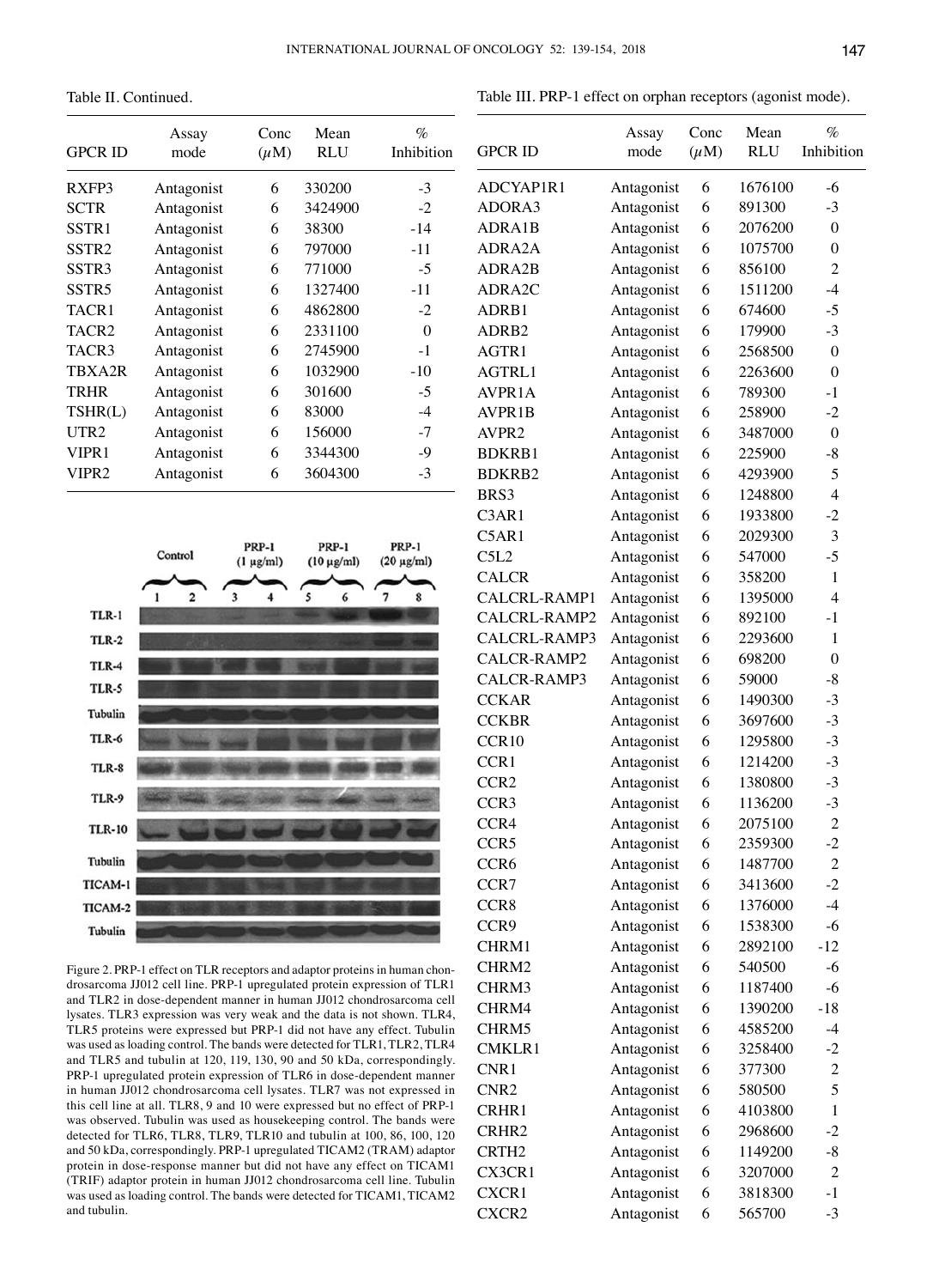Table II. Continued.

| GPCR ID | Assay mode | Conc ($\mu$M) | Mean RLU | % Inhibition |
|---|---|---|---|---|
| RXFP3 | Antagonist | 6 | 330200 | -3 |
| SCTR | Antagonist | 6 | 3424900 | -2 |
| SSTR1 | Antagonist | 6 | 38300 | -14 |
| SSTR2 | Antagonist | 6 | 797000 | -11 |
| SSTR3 | Antagonist | 6 | 771000 | -5 |
| SSTR5 | Antagonist | 6 | 1327400 | -11 |
| TACR1 | Antagonist | 6 | 4862800 | -2 |
| TACR2 | Antagonist | 6 | 2331100 | 0 |
| TACR3 | Antagonist | 6 | 2745900 | -1 |
| TBXA2R | Antagonist | 6 | 1032900 | -10 |
| TRHR | Antagonist | 6 | 301600 | -5 |
| TSHR(L) | Antagonist | 6 | 83000 | -4 |
| UTR2 | Antagonist | 6 | 156000 | -7 |
| VIPR1 | Antagonist | 6 | 3344300 | -9 |
| VIPR2 | Antagonist | 6 | 3604300 | -3 |

Figure 2. PRP-1 effect on TLR receptors and adaptor proteins in human chondrosarcoma JJ012 cell line. PRP-1 upregulated protein expression of TLR1 and TLR2 in dose-dependent manner in human JJ012 chondrosarcoma cell lysates. TLR3 expression was very weak and the data is not shown. TLR4, TLR5 proteins were expressed but PRP-1 did not have any effect. Tubulin was used as loading control. The bands were detected for TLR1, TLR2, TLR4 and TLR5 and tubulin at 120, 119, 130, 90 and 50 kDa, correspondingly. PRP-1 upregulated protein expression of TLR6 in dose-dependent manner in human JJ012 chondrosarcoma cell lysates. TLR7 was not expressed in this cell line at all. TLR8, 9 and 10 were expressed but no effect of PRP-1 was observed. Tubulin was used as housekeeping control. The bands were detected for TLR6, TLR8, TLR9, TLR10 and tubulin at 100, 86, 100, 120 and 50 kDa, correspondingly. PRP-1 upregulated TICAM2 (TRAM) adaptor protein in dose-response manner but did not have any effect on TICAM1 (TRIF) adaptor protein in human JJ012 chondrosarcoma cell line. Tubulin was used as loading control. The bands were detected for TICAM1, TICAM2 and tubulin.

Table III. PRP-1 effect on orphan receptors (agonist mode).

| GPCR ID | Assay mode | Conc ($\mu$M) | Mean RLU | % Inhibition |
|---|---|---|---|---|
| ADCYAP1R1 | Antagonist | 6 | 1676100 | -6 |
| ADORA3 | Antagonist | 6 | 891300 | -3 |
| ADRA1B | Antagonist | 6 | 2076200 | 0 |
| ADRA2A | Antagonist | 6 | 1075700 | 0 |
| ADRA2B | Antagonist | 6 | 856100 | 2 |
| ADRA2C | Antagonist | 6 | 1511200 | -4 |
| ADRB1 | Antagonist | 6 | 674600 | -5 |
| ADRB2 | Antagonist | 6 | 179900 | -3 |
| AGTR1 | Antagonist | 6 | 2568500 | 0 |
| AGTRL1 | Antagonist | 6 | 2263600 | 0 |
| AVPR1A | Antagonist | 6 | 789300 | -1 |
| AVPR1B | Antagonist | 6 | 258900 | -2 |
| AVPR2 | Antagonist | 6 | 3487000 | 0 |
| BDKRB1 | Antagonist | 6 | 225900 | -8 |
| BDKRB2 | Antagonist | 6 | 4293900 | 5 |
| BRS3 | Antagonist | 6 | 1248800 | 4 |
| C3AR1 | Antagonist | 6 | 1933800 | -2 |
| C5AR1 | Antagonist | 6 | 2029300 | 3 |
| C5L2 | Antagonist | 6 | 547000 | -5 |
| CALCR | Antagonist | 6 | 358200 | 1 |
| CALCRL-RAMP1 | Antagonist | 6 | 1395000 | 4 |
| CALCRL-RAMP2 | Antagonist | 6 | 892100 | -1 |
| CALCRL-RAMP3 | Antagonist | 6 | 2293600 | 1 |
| CALCR-RAMP2 | Antagonist | 6 | 698200 | 0 |
| CALCR-RAMP3 | Antagonist | 6 | 59000 | -8 |
| CCKAR | Antagonist | 6 | 1490300 | -3 |
| CCKBR | Antagonist | 6 | 3697600 | -3 |
| CCR10 | Antagonist | 6 | 1295800 | -3 |
| CCR1 | Antagonist | 6 | 1214200 | -3 |
| CCR2 | Antagonist | 6 | 1380800 | -3 |
| CCR3 | Antagonist | 6 | 1136200 | -3 |
| CCR4 | Antagonist | 6 | 2075100 | 2 |
| CCR5 | Antagonist | 6 | 2359300 | -2 |
| CCR6 | Antagonist | 6 | 1487700 | 2 |
| CCR7 | Antagonist | 6 | 3413600 | -2 |
| CCR8 | Antagonist | 6 | 1376000 | -4 |
| CCR9 | Antagonist | 6 | 1538300 | -6 |
| CHRM1 | Antagonist | 6 | 2892100 | -12 |
| CHRM2 | Antagonist | 6 | 540500 | -6 |
| CHRM3 | Antagonist | 6 | 1187400 | -6 |
| CHRM4 | Antagonist | 6 | 1390200 | -18 |
| CHRM5 | Antagonist | 6 | 4585200 | -4 |
| CMKLR1 | Antagonist | 6 | 3258400 | -2 |
| CNR1 | Antagonist | 6 | 377300 | 2 |
| CNR2 | Antagonist | 6 | 580500 | 5 |
| CRHR1 | Antagonist | 6 | 4103800 | 1 |
| CRHR2 | Antagonist | 6 | 2968600 | -2 |
| CRTH2 | Antagonist | 6 | 1149200 | -8 |
| CX3CR1 | Antagonist | 6 | 3207000 | 2 |
| CXCR1 | Antagonist | 6 | 3818300 | -1 |
| CXCR2 | Antagonist | 6 | 565700 | -3 |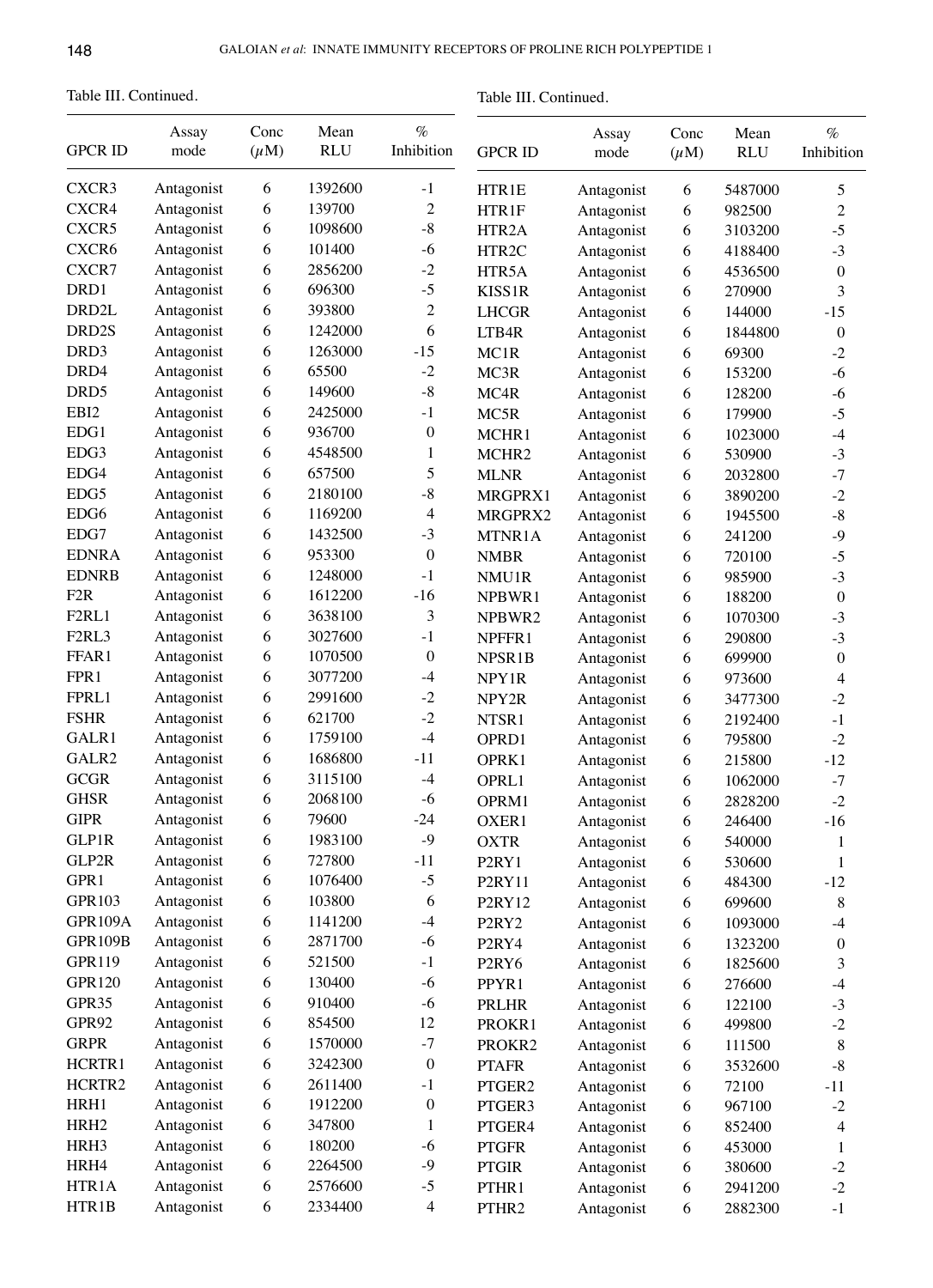Table III. Continued.

| GPCR ID | Assay mode | Conc ($\mu$M) | Mean RLU | % Inhibition |
|---|---|---|---|---|
| CXCR3 | Antagonist | 6 | 1392600 | -1 |
| CXCR4 | Antagonist | 6 | 139700 | 2 |
| CXCR5 | Antagonist | 6 | 1098600 | -8 |
| CXCR6 | Antagonist | 6 | 101400 | -6 |
| CXCR7 | Antagonist | 6 | 2856200 | -2 |
| DRD1 | Antagonist | 6 | 696300 | -5 |
| DRD2L | Antagonist | 6 | 393800 | 2 |
| DRD2S | Antagonist | 6 | 1242000 | 6 |
| DRD3 | Antagonist | 6 | 1263000 | -15 |
| DRD4 | Antagonist | 6 | 65500 | -2 |
| DRD5 | Antagonist | 6 | 149600 | -8 |
| EBI2 | Antagonist | 6 | 2425000 | -1 |
| EDG1 | Antagonist | 6 | 936700 | 0 |
| EDG3 | Antagonist | 6 | 4548500 | 1 |
| EDG4 | Antagonist | 6 | 657500 | 5 |
| EDG5 | Antagonist | 6 | 2180100 | -8 |
| EDG6 | Antagonist | 6 | 1169200 | 4 |
| EDG7 | Antagonist | 6 | 1432500 | -3 |
| EDNRA | Antagonist | 6 | 953300 | 0 |
| EDNRB | Antagonist | 6 | 1248000 | -1 |
| F2R | Antagonist | 6 | 1612200 | -16 |
| F2RL1 | Antagonist | 6 | 3638100 | 3 |
| F2RL3 | Antagonist | 6 | 3027600 | -1 |
| FFAR1 | Antagonist | 6 | 1070500 | 0 |
| FPR1 | Antagonist | 6 | 3077200 | -4 |
| FPRL1 | Antagonist | 6 | 2991600 | -2 |
| FSHR | Antagonist | 6 | 621700 | -2 |
| GALR1 | Antagonist | 6 | 1759100 | -4 |
| GALR2 | Antagonist | 6 | 1686800 | -11 |
| GCGR | Antagonist | 6 | 3115100 | -4 |
| GHSR | Antagonist | 6 | 2068100 | -6 |
| GIPR | Antagonist | 6 | 79600 | -24 |
| GLP1R | Antagonist | 6 | 1983100 | -9 |
| GLP2R | Antagonist | 6 | 727800 | -11 |
| GPR1 | Antagonist | 6 | 1076400 | -5 |
| GPR103 | Antagonist | 6 | 103800 | 6 |
| GPR109A | Antagonist | 6 | 1141200 | -4 |
| GPR109B | Antagonist | 6 | 2871700 | -6 |
| GPR119 | Antagonist | 6 | 521500 | -1 |
| GPR120 | Antagonist | 6 | 130400 | -6 |
| GPR35 | Antagonist | 6 | 910400 | -6 |
| GPR92 | Antagonist | 6 | 854500 | 12 |
| GRPR | Antagonist | 6 | 1570000 | -7 |
| HCRTR1 | Antagonist | 6 | 3242300 | 0 |
| HCRTR2 | Antagonist | 6 | 2611400 | -1 |
| HRH1 | Antagonist | 6 | 1912200 | 0 |
| HRH2 | Antagonist | 6 | 347800 | 1 |
| HRH3 | Antagonist | 6 | 180200 | -6 |
| HRH4 | Antagonist | 6 | 2264500 | -9 |
| HTR1A | Antagonist | 6 | 2576600 | -5 |
| HTR1B | Antagonist | 6 | 2334400 | 4 |

Table III. Continued.

| GPCR ID | Assay mode | Conc ($\mu$M) | Mean RLU | % Inhibition |
|---|---|---|---|---|
| HTR1E | Antagonist | 6 | 5487000 | 5 |
| HTR1F | Antagonist | 6 | 982500 | 2 |
| HTR2A | Antagonist | 6 | 3103200 | -5 |
| HTR2C | Antagonist | 6 | 4188400 | -3 |
| HTR5A | Antagonist | 6 | 4536500 | 0 |
| KISS1R | Antagonist | 6 | 270900 | 3 |
| LHCGR | Antagonist | 6 | 144000 | -15 |
| LTB4R | Antagonist | 6 | 1844800 | 0 |
| MC1R | Antagonist | 6 | 69300 | -2 |
| MC3R | Antagonist | 6 | 153200 | -6 |
| MC4R | Antagonist | 6 | 128200 | -6 |
| MC5R | Antagonist | 6 | 179900 | -5 |
| MCHR1 | Antagonist | 6 | 1023000 | -4 |
| MCHR2 | Antagonist | 6 | 530900 | -3 |
| MLNR | Antagonist | 6 | 2032800 | -7 |
| MRGPRX1 | Antagonist | 6 | 3890200 | -2 |
| MRGPRX2 | Antagonist | 6 | 1945500 | -8 |
| MTNR1A | Antagonist | 6 | 241200 | -9 |
| NMBR | Antagonist | 6 | 720100 | -5 |
| NMU1R | Antagonist | 6 | 985900 | -3 |
| NPBWR1 | Antagonist | 6 | 188200 | 0 |
| NPBWR2 | Antagonist | 6 | 1070300 | -3 |
| NPFFR1 | Antagonist | 6 | 290800 | -3 |
| NPSR1B | Antagonist | 6 | 699900 | 0 |
| NPY1R | Antagonist | 6 | 973600 | 4 |
| NPY2R | Antagonist | 6 | 3477300 | -2 |
| NTSR1 | Antagonist | 6 | 2192400 | -1 |
| OPRD1 | Antagonist | 6 | 795800 | -2 |
| OPRK1 | Antagonist | 6 | 215800 | -12 |
| OPRL1 | Antagonist | 6 | 1062000 | -7 |
| OPRM1 | Antagonist | 6 | 2828200 | -2 |
| OXER1 | Antagonist | 6 | 246400 | -16 |
| OXTR | Antagonist | 6 | 540000 | 1 |
| P2RY1 | Antagonist | 6 | 530600 | 1 |
| P2RY11 | Antagonist | 6 | 484300 | -12 |
| P2RY12 | Antagonist | 6 | 699600 | 8 |
| P2RY2 | Antagonist | 6 | 1093000 | -4 |
| P2RY4 | Antagonist | 6 | 1323200 | 0 |
| P2RY6 | Antagonist | 6 | 1825600 | 3 |
| PPYR1 | Antagonist | 6 | 276600 | -4 |
| PRLHR | Antagonist | 6 | 122100 | -3 |
| PROKR1 | Antagonist | 6 | 499800 | -2 |
| PROKR2 | Antagonist | 6 | 111500 | 8 |
| PTAFR | Antagonist | 6 | 3532600 | -8 |
| PTGER2 | Antagonist | 6 | 72100 | -11 |
| PTGER3 | Antagonist | 6 | 967100 | -2 |
| PTGER4 | Antagonist | 6 | 852400 | 4 |
| PTGFR | Antagonist | 6 | 453000 | 1 |
| PTGIR | Antagonist | 6 | 380600 | -2 |
| PTHR1 | Antagonist | 6 | 2941200 | -2 |
| PTHR2 | Antagonist | 6 | 2882300 | -1 |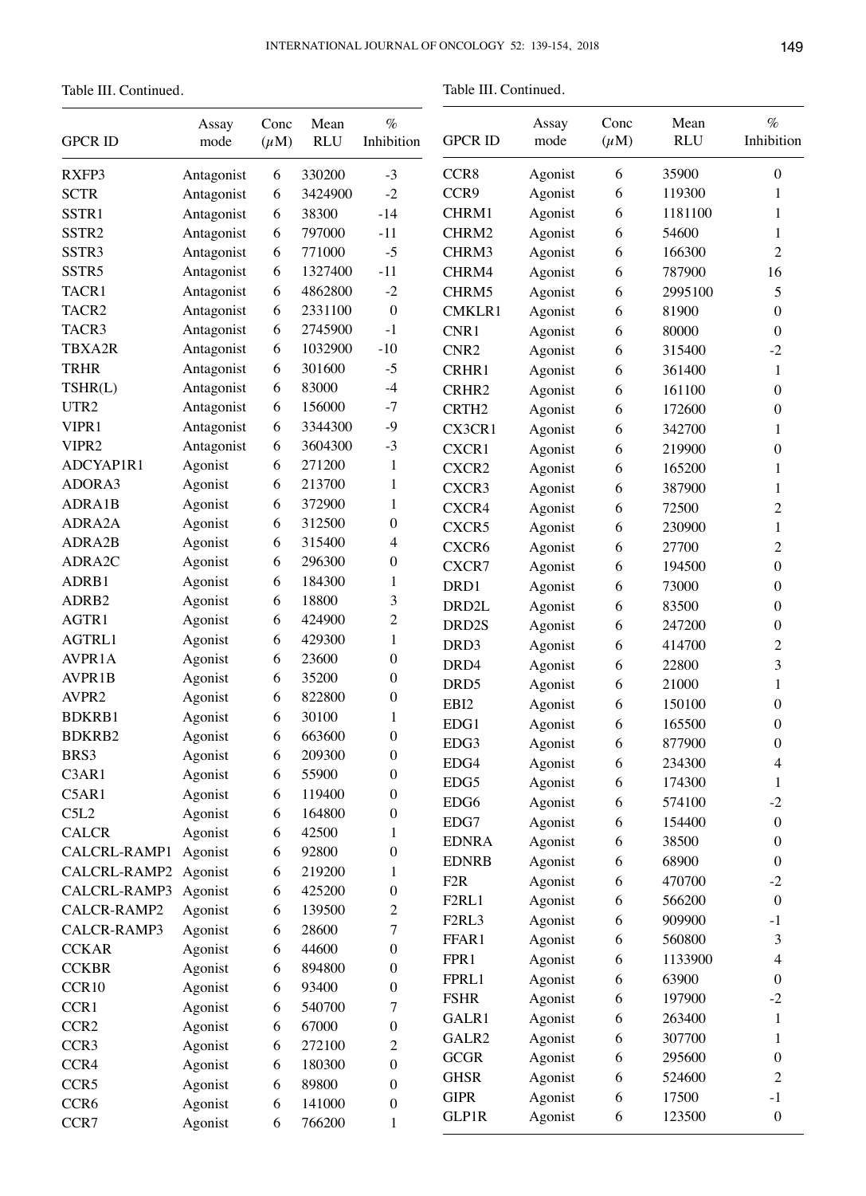Table III. Continued.

| GPCR ID | Assay mode | Conc (μM) | Mean RLU | % Inhibition |
|---|---|---|---|---|
| RXFP3 | Antagonist | 6 | 330200 | -3 |
| SCTR | Antagonist | 6 | 3424900 | -2 |
| SSTR1 | Antagonist | 6 | 38300 | -14 |
| SSTR2 | Antagonist | 6 | 797000 | -11 |
| SSTR3 | Antagonist | 6 | 771000 | -5 |
| SSTR5 | Antagonist | 6 | 1327400 | -11 |
| TACR1 | Antagonist | 6 | 4862800 | -2 |
| TACR2 | Antagonist | 6 | 2331100 | 0 |
| TACR3 | Antagonist | 6 | 2745900 | -1 |
| TBXA2R | Antagonist | 6 | 1032900 | -10 |
| TRHR | Antagonist | 6 | 301600 | -5 |
| TSHR(L) | Antagonist | 6 | 83000 | -4 |
| UTR2 | Antagonist | 6 | 156000 | -7 |
| VIPR1 | Antagonist | 6 | 3344300 | -9 |
| VIPR2 | Antagonist | 6 | 3604300 | -3 |
| ADCYAP1R1 | Agonist | 6 | 271200 | 1 |
| ADORA3 | Agonist | 6 | 213700 | 1 |
| ADRA1B | Agonist | 6 | 372900 | 1 |
| ADRA2A | Agonist | 6 | 312500 | 0 |
| ADRA2B | Agonist | 6 | 315400 | 4 |
| ADRA2C | Agonist | 6 | 296300 | 0 |
| ADRB1 | Agonist | 6 | 184300 | 1 |
| ADRB2 | Agonist | 6 | 18800 | 3 |
| AGTR1 | Agonist | 6 | 424900 | 2 |
| AGTRL1 | Agonist | 6 | 429300 | 1 |
| AVPR1A | Agonist | 6 | 23600 | 0 |
| AVPR1B | Agonist | 6 | 35200 | 0 |
| AVPR2 | Agonist | 6 | 822800 | 0 |
| BDKRB1 | Agonist | 6 | 30100 | 1 |
| BDKRB2 | Agonist | 6 | 663600 | 0 |
| BRS3 | Agonist | 6 | 209300 | 0 |
| C3AR1 | Agonist | 6 | 55900 | 0 |
| C5AR1 | Agonist | 6 | 119400 | 0 |
| C5L2 | Agonist | 6 | 164800 | 0 |
| CALCR | Agonist | 6 | 42500 | 1 |
| CALCRL-RAMP1 | Agonist | 6 | 92800 | 0 |
| CALCRL-RAMP2 | Agonist | 6 | 219200 | 1 |
| CALCRL-RAMP3 | Agonist | 6 | 425200 | 0 |
| CALCR-RAMP2 | Agonist | 6 | 139500 | 2 |
| CALCR-RAMP3 | Agonist | 6 | 28600 | 7 |
| CCKAR | Agonist | 6 | 44600 | 0 |
| CCKBR | Agonist | 6 | 894800 | 0 |
| CCR10 | Agonist | 6 | 93400 | 0 |
| CCR1 | Agonist | 6 | 540700 | 7 |
| CCR2 | Agonist | 6 | 67000 | 0 |
| CCR3 | Agonist | 6 | 272100 | 2 |
| CCR4 | Agonist | 6 | 180300 | 0 |
| CCR5 | Agonist | 6 | 89800 | 0 |
| CCR6 | Agonist | 6 | 141000 | 0 |
| CCR7 | Agonist | 6 | 766200 | 1 |
| CCR8 | Agonist | 6 | 35900 | 0 |
| CCR9 | Agonist | 6 | 119300 | 1 |
| CHRM1 | Agonist | 6 | 1181100 | 1 |
| CHRM2 | Agonist | 6 | 54600 | 1 |
| CHRM3 | Agonist | 6 | 166300 | 2 |
| CHRM4 | Agonist | 6 | 787900 | 16 |
| CHRM5 | Agonist | 6 | 2995100 | 5 |
| CMKLR1 | Agonist | 6 | 81900 | 0 |
| CNR1 | Agonist | 6 | 80000 | 0 |
| CNR2 | Agonist | 6 | 315400 | -2 |
| CRHR1 | Agonist | 6 | 361400 | 1 |
| CRHR2 | Agonist | 6 | 161100 | 0 |
| CRTH2 | Agonist | 6 | 172600 | 0 |
| CX3CR1 | Agonist | 6 | 342700 | 1 |
| CXCR1 | Agonist | 6 | 219900 | 0 |
| CXCR2 | Agonist | 6 | 165200 | 1 |
| CXCR3 | Agonist | 6 | 387900 | 1 |
| CXCR4 | Agonist | 6 | 72500 | 2 |
| CXCR5 | Agonist | 6 | 230900 | 1 |
| CXCR6 | Agonist | 6 | 27700 | 2 |
| CXCR7 | Agonist | 6 | 194500 | 0 |
| DRD1 | Agonist | 6 | 73000 | 0 |
| DRD2L | Agonist | 6 | 83500 | 0 |
| DRD2S | Agonist | 6 | 247200 | 0 |
| DRD3 | Agonist | 6 | 414700 | 2 |
| DRD4 | Agonist | 6 | 22800 | 3 |
| DRD5 | Agonist | 6 | 21000 | 1 |
| EBI2 | Agonist | 6 | 150100 | 0 |
| EDG1 | Agonist | 6 | 165500 | 0 |
| EDG3 | Agonist | 6 | 877900 | 0 |
| EDG4 | Agonist | 6 | 234300 | 4 |
| EDG5 | Agonist | 6 | 174300 | 1 |
| EDG6 | Agonist | 6 | 574100 | -2 |
| EDG7 | Agonist | 6 | 154400 | 0 |
| EDNRA | Agonist | 6 | 38500 | 0 |
| EDNRB | Agonist | 6 | 68900 | 0 |
| F2R | Agonist | 6 | 470700 | -2 |
| F2RL1 | Agonist | 6 | 566200 | 0 |
| F2RL3 | Agonist | 6 | 909900 | -1 |
| FFAR1 | Agonist | 6 | 560800 | 3 |
| FPR1 | Agonist | 6 | 1133900 | 4 |
| FPRL1 | Agonist | 6 | 63900 | 0 |
| FSHR | Agonist | 6 | 197900 | -2 |
| GALR1 | Agonist | 6 | 263400 | 1 |
| GALR2 | Agonist | 6 | 307700 | 1 |
| GCGR | Agonist | 6 | 295600 | 0 |
| GHSR | Agonist | 6 | 524600 | 2 |
| GIPR | Agonist | 6 | 17500 | -1 |
| GLP1R | Agonist | 6 | 123500 | 0 |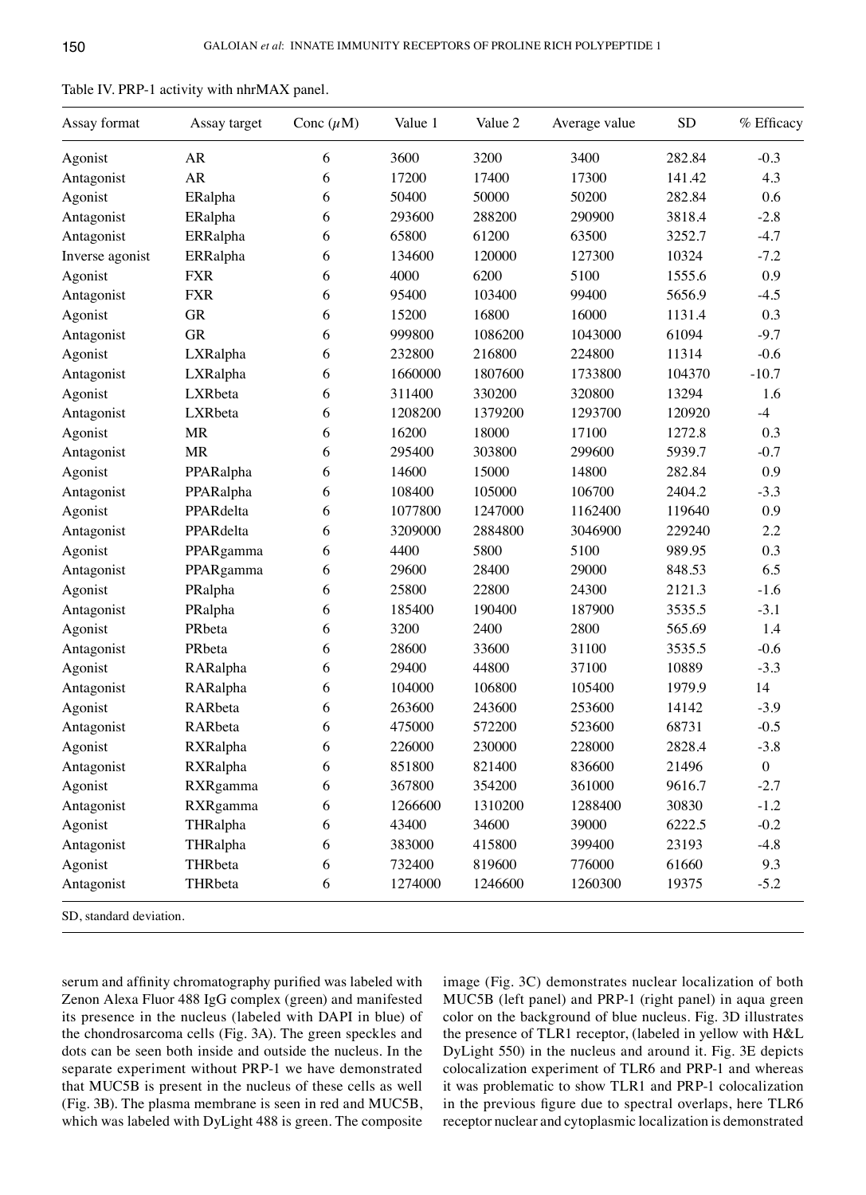Table IV. PRP-1 activity with nhrMAX panel.

| Assay format | Assay target | Conc ($\mu$M) | Value 1 | Value 2 | Average value | SD | % Efficacy |
|---|---|---|---|---|---|---|---|
| Agonist | AR | 6 | 3600 | 3200 | 3400 | 282.84 | -0.3 |
| Antagonist | AR | 6 | 17200 | 17400 | 17300 | 141.42 | 4.3 |
| Agonist | ERalpha | 6 | 50400 | 50000 | 50200 | 282.84 | 0.6 |
| Antagonist | ERalpha | 6 | 293600 | 288200 | 290900 | 3818.4 | -2.8 |
| Antagonist | ERRalpha | 6 | 65800 | 61200 | 63500 | 3252.7 | -4.7 |
| Inverse agonist | ERRalpha | 6 | 134600 | 120000 | 127300 | 10324 | -7.2 |
| Agonist | FXR | 6 | 4000 | 6200 | 5100 | 1555.6 | 0.9 |
| Antagonist | FXR | 6 | 95400 | 103400 | 99400 | 5656.9 | -4.5 |
| Agonist | GR | 6 | 15200 | 16800 | 16000 | 1131.4 | 0.3 |
| Antagonist | GR | 6 | 999800 | 1086200 | 1043000 | 61094 | -9.7 |
| Agonist | LXRalpha | 6 | 232800 | 216800 | 224800 | 11314 | -0.6 |
| Antagonist | LXRalpha | 6 | 1660000 | 1807600 | 1733800 | 104370 | -10.7 |
| Agonist | LXRbeta | 6 | 311400 | 330200 | 320800 | 13294 | 1.6 |
| Antagonist | LXRbeta | 6 | 1208200 | 1379200 | 1293700 | 120920 | -4 |
| Agonist | MR | 6 | 16200 | 18000 | 17100 | 1272.8 | 0.3 |
| Antagonist | MR | 6 | 295400 | 303800 | 299600 | 5939.7 | -0.7 |
| Agonist | PPARalpha | 6 | 14600 | 15000 | 14800 | 282.84 | 0.9 |
| Antagonist | PPARalpha | 6 | 108400 | 105000 | 106700 | 2404.2 | -3.3 |
| Agonist | PPARdelta | 6 | 1077800 | 1247000 | 1162400 | 119640 | 0.9 |
| Antagonist | PPARdelta | 6 | 3209000 | 2884800 | 3046900 | 229240 | 2.2 |
| Agonist | PPARgamma | 6 | 4400 | 5800 | 5100 | 989.95 | 0.3 |
| Antagonist | PPARgamma | 6 | 29600 | 28400 | 29000 | 848.53 | 6.5 |
| Agonist | PRalpha | 6 | 25800 | 22800 | 24300 | 2121.3 | -1.6 |
| Antagonist | PRalpha | 6 | 185400 | 190400 | 187900 | 3535.5 | -3.1 |
| Agonist | PRbeta | 6 | 3200 | 2400 | 2800 | 565.69 | 1.4 |
| Antagonist | PRbeta | 6 | 28600 | 33600 | 31100 | 3535.5 | -0.6 |
| Agonist | RARalpha | 6 | 29400 | 44800 | 37100 | 10889 | -3.3 |
| Antagonist | RARalpha | 6 | 104000 | 106800 | 105400 | 1979.9 | 14 |
| Agonist | RARbeta | 6 | 263600 | 243600 | 253600 | 14142 | -3.9 |
| Antagonist | RARbeta | 6 | 475000 | 572200 | 523600 | 68731 | -0.5 |
| Agonist | RXRalpha | 6 | 226000 | 230000 | 228000 | 2828.4 | -3.8 |
| Antagonist | RXRalpha | 6 | 851800 | 821400 | 836600 | 21496 | 0 |
| Agonist | RXRgamma | 6 | 367800 | 354200 | 361000 | 9616.7 | -2.7 |
| Antagonist | RXRgamma | 6 | 1266600 | 1310200 | 1288400 | 30830 | -1.2 |
| Agonist | THRalpha | 6 | 43400 | 34600 | 39000 | 6222.5 | -0.2 |
| Antagonist | THRalpha | 6 | 383000 | 415800 | 399400 | 23193 | -4.8 |
| Agonist | THRbeta | 6 | 732400 | 819600 | 776000 | 61660 | 9.3 |
| Antagonist | THRbeta | 6 | 1274000 | 1246600 | 1260300 | 19375 | -5.2 |

SD, standard deviation.

serum and affinity chromatography purified was labeled with Zenon Alexa Fluor 488 IgG complex (green) and manifested its presence in the nucleus (labeled with DAPI in blue) of the chondrosarcoma cells (Fig. 3A). The green speckles and dots can be seen both inside and outside the nucleus. In the separate experiment without PRP-1 we have demonstrated that MUC5B is present in the nucleus of these cells as well (Fig. 3B). The plasma membrane is seen in red and MUC5B, which was labeled with DyLight 488 is green. The composite image (Fig. 3C) demonstrates nuclear localization of both MUC5B (left panel) and PRP-1 (right panel) in aqua green color on the background of blue nucleus. Fig. 3D illustrates the presence of TLR1 receptor, (labeled in yellow with H&L DyLight 550) in the nucleus and around it. Fig. 3E depicts colocalization experiment of TLR6 and PRP-1 and whereas it was problematic to show TLR1 and PRP-1 colocalization in the previous figure due to spectral overlaps, here TLR6 receptor nuclear and cytoplasmic localization is demonstrated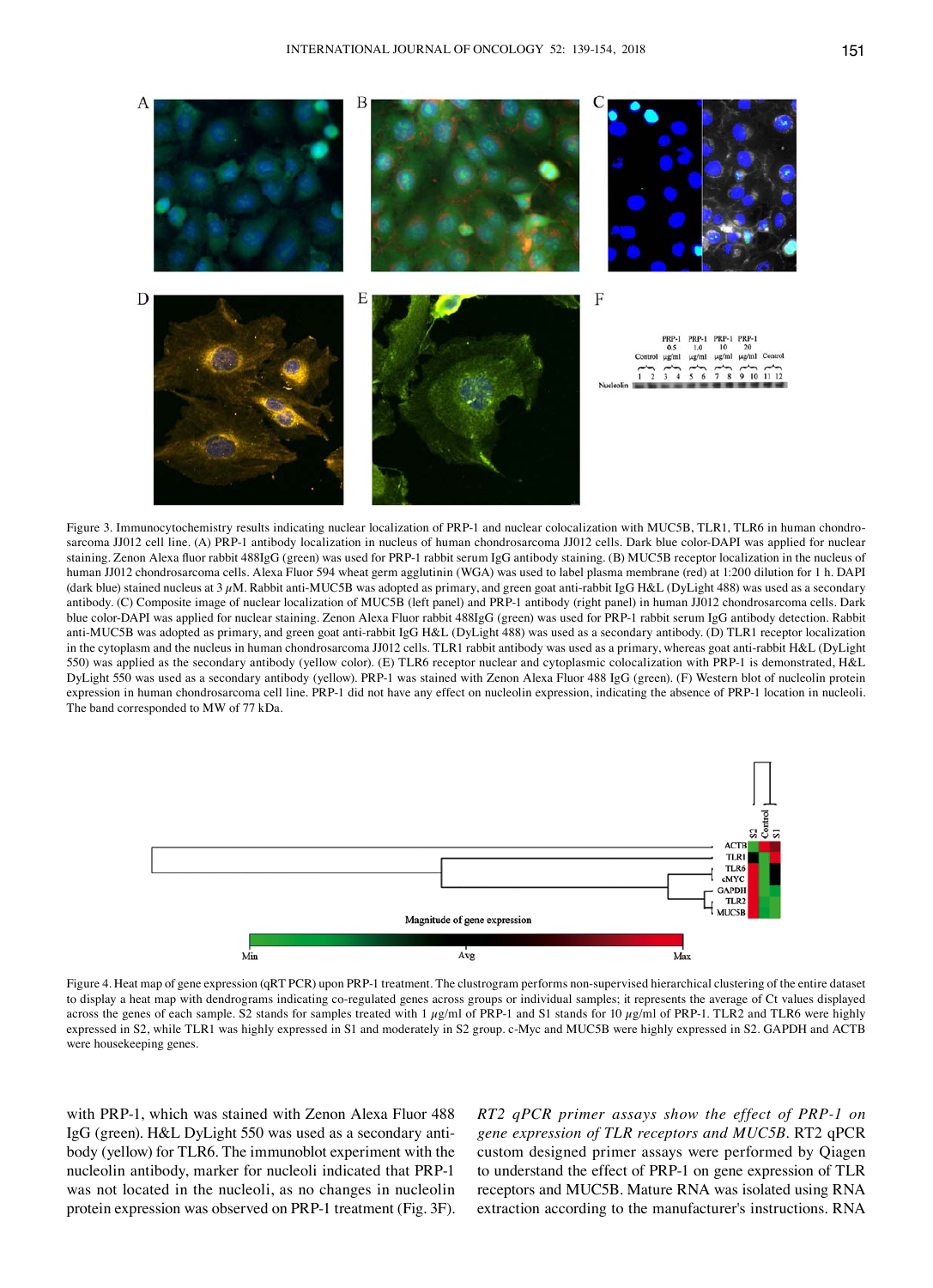Figure 3. Immunocytochemistry results indicating nuclear localization of PRP-1 and nuclear colocalization with MUC5B, TLR1, TLR6 in human chondrosarcoma JJ012 cell line. (A) PRP-1 antibody localization in nucleus of human chondrosarcoma JJ012 cells. Dark blue color-DAPI was applied for nuclear staining. Zenon Alexa fluor rabbit 488IgG (green) was used for PRP-1 rabbit serum IgG antibody staining. (B) MUC5B receptor localization in the nucleus of human JJ012 chondrosarcoma cells. Alexa Fluor 594 wheat germ agglutinin (WGA) was used to label plasma membrane (red) at 1:200 dilution for 1 h. DAPI (dark blue) stained nucleus at 3 $\mu$M. Rabbit anti-MUC5B was adopted as primary, and green goat anti-rabbit IgG H&L (DyLight 488) was used as a secondary antibody. (C) Composite image of nuclear localization of MUC5B (left panel) and PRP-1 antibody (right panel) in human JJ012 chondrosarcoma cells. Dark blue color-DAPI was applied for nuclear staining. Zenon Alexa Fluor rabbit 488IgG (green) was used for PRP-1 rabbit serum IgG antibody detection. Rabbit anti-MUC5B was adopted as primary, and green goat anti-rabbit IgG H&L (DyLight 488) was used as a secondary antibody. (D) TLR1 receptor localization in the cytoplasm and the nucleus in human chondrosarcoma JJ012 cells. TLR1 rabbit antibody was used as a primary, whereas goat anti-rabbit H&L (DyLight 550) was applied as the secondary antibody (yellow color). (E) TLR6 receptor nuclear and cytoplasmic colocalization with PRP-1 is demonstrated, H&L DyLight 550 was used as a secondary antibody (yellow). PRP-1 was stained with Zenon Alexa Fluor 488 IgG (green). (F) Western blot of nucleolin protein expression in human chondrosarcoma cell line. PRP-1 did not have any effect on nucleolin expression, indicating the absence of PRP-1 location in nucleoli. The band corresponded to MW of 77 kDa.

Figure 4. Heat map of gene expression (qRT PCR) upon PRP-1 treatment. The clustrogram performs non-supervised hierarchical clustering of the entire dataset to display a heat map with dendrograms indicating co-regulated genes across groups or individual samples; it represents the average of Ct values displayed across the genes of each sample. S2 stands for samples treated with 1 $\mu$g/ml of PRP-1 and S1 stands for 10 $\mu$g/ml of PRP-1. TLR2 and TLR6 were highly expressed in S2, while TLR1 was highly expressed in S1 and moderately in S2 group. c-Myc and MUC5B were highly expressed in S2. GAPDH and ACTB were housekeeping genes.

with PRP-1, which was stained with Zenon Alexa Fluor 488 IgG (green). H&L DyLight 550 was used as a secondary antibody (yellow) for TLR6. The immunoblot experiment with the nucleolin antibody, marker for nucleoli indicated that PRP-1 was not located in the nucleoli, as no changes in nucleolin protein expression was observed on PRP-1 treatment (Fig. 3F).

*RT2 qPCR primer assays show the effect of PRP-1 on gene expression of TLR receptors and MUC5B.* RT2 qPCR custom designed primer assays were performed by Qiagen to understand the effect of PRP-1 on gene expression of TLR receptors and MUC5B. Mature RNA was isolated using RNA extraction according to the manufacturer's instructions. RNA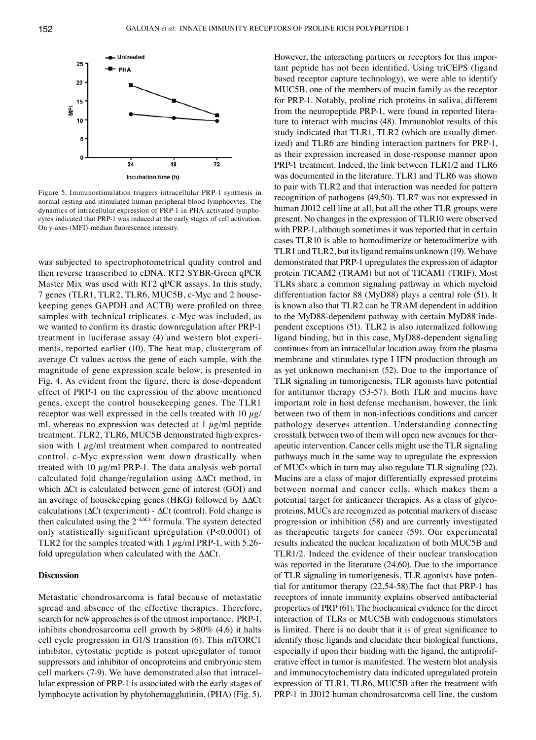Figure 5. Immunostimulation triggers intracellular PRP-1 synthesis in normal resting and stimulated human peripheral blood lymphocytes. The dynamics of intracellular expression of PRP-1 in PHA-activated lymphocytes indicated that PRP-1 was induced at the early stages of cell activation. On y-axes (MFI)-median fluorescence intensity.

was subjected to spectrophotometrical quality control and then reverse transcribed to cDNA. RT2 SYBR-Green qPCR Master Mix was used with RT2 qPCR assays. In this study, 7 genes (TLR1, TLR2, TLR6, MUC5B, c-Myc and 2 housekeeping genes GAPDH and ACTB) were profiled on three samples with technical triplicates. c-Myc was included, as we wanted to confirm its drastic downregulation after PRP-1 treatment in luciferase assay (4) and western blot experiments, reported earlier (10). The heat map, clustergram of average Ct values across the gene of each sample, with the magnitude of gene expression scale below, is presented in Fig. 4. As evident from the figure, there is dose-dependent effect of PRP-1 on the expression of the above mentioned genes, except the control housekeeping genes. The TLR1 receptor was well expressed in the cells treated with 10 $\mu$g/ml, whereas no expression was detected at 1 $\mu$g/ml peptide treatment. TLR2, TLR6, MUC5B demonstrated high expression with 1 $\mu$g/ml treatment when compared to nontreated control. c-Myc expression went down drastically when treated with 10 $\mu$g/ml PRP-1. The data analysis web portal calculated fold change/regulation using $\Delta\Delta$Ct method, in which $\Delta$Ct is calculated between gene of interest (GOI) and an average of housekeeping genes (HKG) followed by $\Delta\Delta$Ct calculations ($\Delta$Ct (experiment) - $\Delta$Ct (control). Fold change is then calculated using the $2^{-\Delta\Delta Ct}$ formula. The system detected only statistically significant upregulation ($P<0.0001$) of TLR2 for the samples treated with 1 $\mu$g/ml PRP-1, with 5.26-fold upregulation when calculated with the $\Delta\Delta$Ct.

## Discussion

Metastatic chondrosarcoma is fatal because of metastatic spread and absence of the effective therapies. Therefore, search for new approaches is of the utmost importance. PRP-1, inhibits chondrosarcoma cell growth by >80% (4,6) it halts cell cycle progression in G1/S transition (6). This mTORC1 inhibitor, cytostatic peptide is potent upregulator of tumor suppressors and inhibitor of oncoproteins and embryonic stem cell markers (7-9). We have demonstrated also that intracellular expression of PRP-1 is associated with the early stages of lymphocyte activation by phytohemagglutinin, (PHA) (Fig. 5). However, the interacting partners or receptors for this important peptide has not been identified. Using triCEPS (ligand based receptor capture technology), we were able to identify MUC5B, one of the members of mucin family as the receptor for PRP-1. Notably, proline rich proteins in saliva, different from the neuropeptide PRP-1, were found in reported literature to interact with mucins (48). Immunoblot results of this study indicated that TLR1, TLR2 (which are usually dimerized) and TLR6 are binding interaction partners for PRP-1, as their expression increased in dose-response manner upon PRP-1 treatment. Indeed, the link between TLR1/2 and TLR6 was documented in the literature. TLR1 and TLR6 was shown to pair with TLR2 and that interaction was needed for pattern recognition of pathogens (49,50). TLR7 was not expressed in human JJ012 cell line at all, but all the other TLR groups were present. No changes in the expression of TLR10 were observed with PRP-1, although sometimes it was reported that in certain cases TLR10 is able to homodimerize or heterodimerize with TLR1 and TLR2, but its ligand remains unknown (19). We have demonstrated that PRP-1 upregulates the expression of adaptor protein TICAM2 (TRAM) but not of TICAM1 (TRIF). Most TLRs share a common signaling pathway in which myeloid differentiation factor 88 (MyD88) plays a central role (51). It is known also that TLR2 can be TRAM dependent in addition to the MyD88-dependent pathway with certain MyD88 independent exceptions (51). TLR2 is also internalized following ligand binding, but in this case, MyD88-dependent signaling continues from an intracellular location away from the plasma membrane and stimulates type I IFN production through an as yet unknown mechanism (52). Due to the importance of TLR signaling in tumorigenesis, TLR agonists have potential for antitumor therapy (53-57). Both TLR and mucins have important role in host defense mechanism, however, the link between two of them in non-infectious conditions and cancer pathology deserves attention. Understanding connecting crosstalk between two of them will open new avenues for therapeutic intervention. Cancer cells might use the TLR signaling pathways much in the same way to upregulate the expression of MUCs which in turn may also regulate TLR signaling (22). Mucins are a class of major differentially expressed proteins between normal and cancer cells, which makes them a potential target for anticancer therapies. As a class of glycoproteins, MUCs are recognized as potential markers of disease progression or inhibition (58) and are currently investigated as therapeutic targets for cancer (59). Our experimental results indicated the nuclear localization of both MUC5B and TLR1/2. Indeed the evidence of their nuclear translocation was reported in the literature (24,60). Due to the importance of TLR signaling in tumorigenesis, TLR agonists have potential for antitumor therapy (22,54-58).The fact that PRP-1 has receptors of innate immunity explains observed antibacterial properties of PRP (61). The biochemical evidence for the direct interaction of TLRs or MUC5B with endogenous stimulators is limited. There is no doubt that it is of great significance to identify those ligands and elucidate their biological functions, especially if upon their binding with the ligand, the antiproliferative effect in tumor is manifested. The western blot analysis and immunocytochemistry data indicated upregulated protein expression of TLR1, TLR6, MUC5B after the treatment with PRP-1 in JJ012 human chondrosarcoma cell line, the custom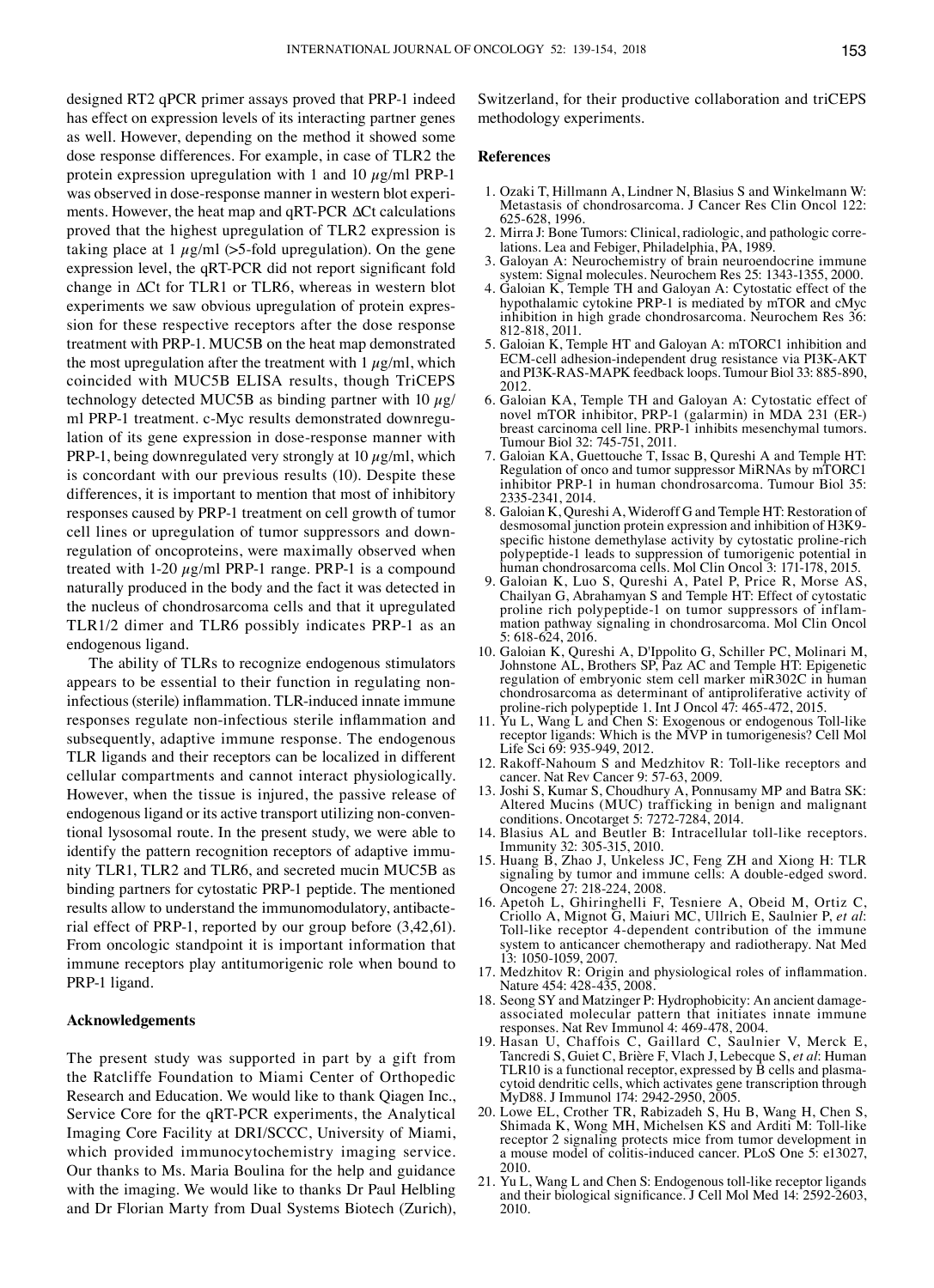designed RT2 qPCR primer assays proved that PRP-1 indeed has effect on expression levels of its interacting partner genes as well. However, depending on the method it showed some dose response differences. For example, in case of TLR2 the protein expression upregulation with 1 and 10 $\mu$g/ml PRP-1 was observed in dose-response manner in western blot experiments. However, the heat map and qRT-PCR $\Delta$Ct calculations proved that the highest upregulation of TLR2 expression is taking place at 1 $\mu$g/ml (>5-fold upregulation). On the gene expression level, the qRT-PCR did not report significant fold change in $\Delta$Ct for TLR1 or TLR6, whereas in western blot experiments we saw obvious upregulation of protein expression for these respective receptors after the dose response treatment with PRP-1. MUC5B on the heat map demonstrated the most upregulation after the treatment with 1 $\mu$g/ml, which coincided with MUC5B ELISA results, though TriCEPS technology detected MUC5B as binding partner with 10 $\mu$g/ml PRP-1 treatment. c-Myc results demonstrated downregulation of its gene expression in dose-response manner with PRP-1, being downregulated very strongly at 10 $\mu$g/ml, which is concordant with our previous results (10). Despite these differences, it is important to mention that most of inhibitory responses caused by PRP-1 treatment on cell growth of tumor cell lines or upregulation of tumor suppressors and downregulation of oncoproteins, were maximally observed when treated with 1-20 $\mu$g/ml PRP-1 range. PRP-1 is a compound naturally produced in the body and the fact it was detected in the nucleus of chondrosarcoma cells and that it upregulated TLR1/2 dimer and TLR6 possibly indicates PRP-1 as an endogenous ligand.

The ability of TLRs to recognize endogenous stimulators appears to be essential to their function in regulating non-infectious (sterile) inflammation. TLR-induced innate immune responses regulate non-infectious sterile inflammation and subsequently, adaptive immune response. The endogenous TLR ligands and their receptors can be localized in different cellular compartments and cannot interact physiologically. However, when the tissue is injured, the passive release of endogenous ligand or its active transport utilizing non-conventional lysosomal route. In the present study, we were able to identify the pattern recognition receptors of adaptive immunity TLR1, TLR2 and TLR6, and secreted mucin MUC5B as binding partners for cytostatic PRP-1 peptide. The mentioned results allow to understand the immunomodulatory, antibacterial effect of PRP-1, reported by our group before (3,42,61). From oncologic standpoint it is important information that immune receptors play antitumorigenic role when bound to PRP-1 ligand.

## Acknowledgements

The present study was supported in part by a gift from the Ratcliffe Foundation to Miami Center of Orthopedic Research and Education. We would like to thank Qiagen Inc., Service Core for the qRT-PCR experiments, the Analytical Imaging Core Facility at DRI/SCCC, University of Miami, which provided immunocytochemistry imaging service. Our thanks to Ms. Maria Boulina for the help and guidance with the imaging. We would like to thanks Dr Paul Helbling and Dr Florian Marty from Dual Systems Biotech (Zurich), Switzerland, for their productive collaboration and triCEPS methodology experiments.

## References

1. Ozaki T, Hillmann A, Lindner N, Blasius S and Winkelmann W: Metastasis of chondrosarcoma. J Cancer Res Clin Oncol 122: 625-628, 1996.
2. Mirra J: Bone Tumors: Clinical, radiologic, and pathologic correlations. Lea and Febiger, Philadelphia, PA, 1989.
3. Galoyan A: Neurochemistry of brain neuroendocrine immune system: Signal molecules. Neurochem Res 25: 1343-1355, 2000.
4. Galoian K, Temple TH and Galoyan A: Cytostatic effect of the hypothalamic cytokine PRP-1 is mediated by mTOR and cMyc inhibition in high grade chondrosarcoma. Neurochem Res 36: 812-818, 2011.
5. Galoian K, Temple HT and Galoyan A: mTORC1 inhibition and ECM-cell adhesion-independent drug resistance via PI3K-AKT and PI3K-RAS-MAPK feedback loops. Tumour Biol 33: 885-890, 2012.
6. Galoian KA, Temple TH and Galoyan A: Cytostatic effect of novel mTOR inhibitor, PRP-1 (galarmin) in MDA 231 (ER-) breast carcinoma cell line. PRP-1 inhibits mesenchymal tumors. Tumour Biol 32: 745-751, 2011.
7. Galoian KA, Guettouche T, Issac B, Qureshi A and Temple HT: Regulation of onco and tumor suppressor MiRNAs by mTORC1 inhibitor PRP-1 in human chondrosarcoma. Tumour Biol 35: 2335-2341, 2014.
8. Galoian K, Qureshi A, Wideroff G and Temple HT: Restoration of desmosomal junction protein expression and inhibition of H3K9-specific histone demethylase activity by cytostatic proline-rich polypeptide-1 leads to suppression of tumorigenic potential in human chondrosarcoma cells. Mol Clin Oncol 3: 171-178, 2015.
9. Galoian K, Luo S, Qureshi A, Patel P, Price R, Morse AS, Chailyan G, Abrahamyan S and Temple HT: Effect of cytostatic proline rich polypeptide-1 on tumor suppressors of inflammation pathway signaling in chondrosarcoma. Mol Clin Oncol 5: 618-624, 2016.
10. Galoian K, Qureshi A, D'Ippolito G, Schiller PC, Molinari M, Johnstone AL, Brothers SP, Paz AC and Temple HT: Epigenetic regulation of embryonic stem cell marker miR302C in human chondrosarcoma as determinant of antiproliferative activity of proline-rich polypeptide 1. Int J Oncol 47: 465-472, 2015.
11. Yu L, Wang L and Chen S: Exogenous or endogenous Toll-like receptor ligands: Which is the MVP in tumorigenesis? Cell Mol Life Sci 69: 935-949, 2012.
12. Rakoff-Nahoum S and Medzhitov R: Toll-like receptors and cancer. Nat Rev Cancer 9: 57-63, 2009.
13. Joshi S, Kumar S, Choudhury A, Ponnusamy MP and Batra SK: Altered Mucins (MUC) trafficking in benign and malignant conditions. Oncotarget 5: 7272-7284, 2014.
14. Blasius AL and Beutler B: Intracellular toll-like receptors. Immunity 32: 305-315, 2010.
15. Huang B, Zhao J, Unkeless JC, Feng ZH and Xiong H: TLR signaling by tumor and immune cells: A double-edged sword. Oncogene 27: 218-224, 2008.
16. Apetoh L, Ghiringhelli F, Tesniere A, Obeid M, Ortiz C, Criollo A, Mignot G, Maiuri MC, Ullrich E, Saulnier P, *et al*: Toll-like receptor 4-dependent contribution of the immune system to anticancer chemotherapy and radiotherapy. Nat Med 13: 1050-1059, 2007.
17. Medzhitov R: Origin and physiological roles of inflammation. Nature 454: 428-435, 2008.
18. Seong SY and Matzinger P: Hydrophobicity: An ancient damage-associated molecular pattern that initiates innate immune responses. Nat Rev Immunol 4: 469-478, 2004.
19. Hasan U, Chaffois C, Gaillard C, Saulnier V, Merck E, Tancredi S, Guiet C, Brière F, Vlach J, Lebecque S, *et al*: Human TLR10 is a functional receptor, expressed by B cells and plasmacytoid dendritic cells, which activates gene transcription through MyD88. J Immunol 174: 2942-2950, 2005.
20. Lowe EL, Crother TR, Rabizadeh S, Hu B, Wang H, Chen S, Shimada K, Wong MH, Michelsen KS and Arditi M: Toll-like receptor 2 signaling protects mice from tumor development in a mouse model of colitis-induced cancer. PLoS One 5: e13027, 2010.
21. Yu L, Wang L and Chen S: Endogenous toll-like receptor ligands and their biological significance. J Cell Mol Med 14: 2592-2603, 2010.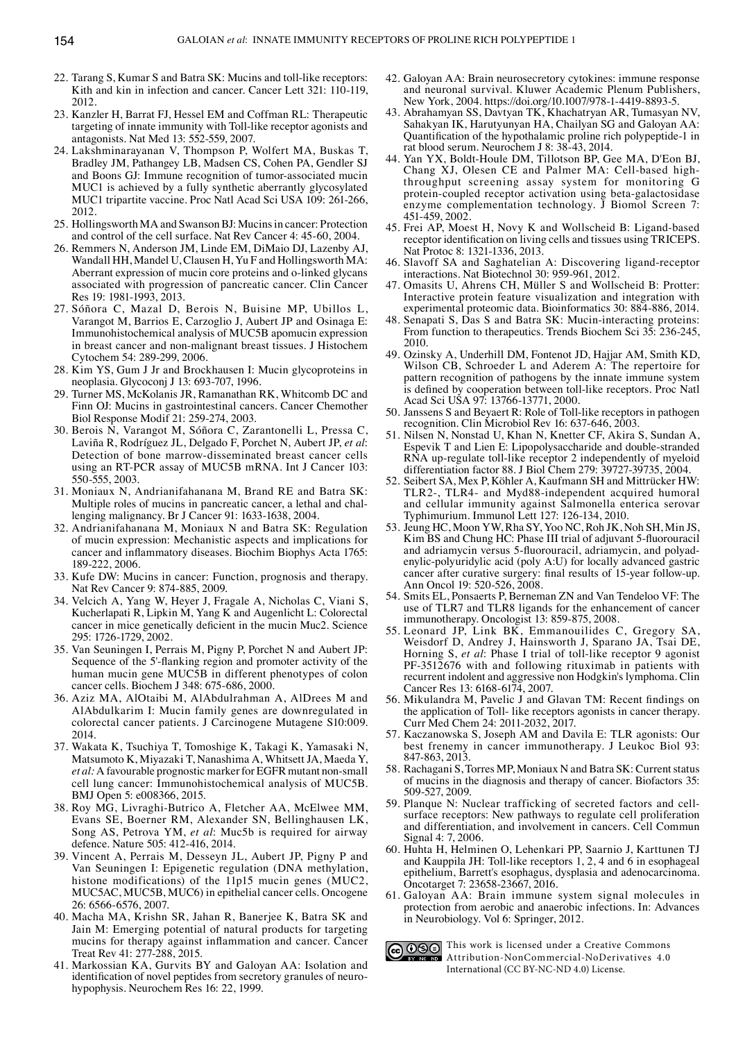22. Tarang S, Kumar S and Batra SK: Mucins and toll-like receptors: Kith and kin in infection and cancer. Cancer Lett 321: 110-119, 2012.
23. Kanzler H, Barrat FJ, Hessel EM and Coffman RL: Therapeutic targeting of innate immunity with Toll-like receptor agonists and antagonists. Nat Med 13: 552-559, 2007.
24. Lakshminarayanan V, Thompson P, Wolfert MA, Buskas T, Bradley JM, Pathangey LB, Madsen CS, Cohen PA, Gendler SJ and Boons GJ: Immune recognition of tumor-associated mucin MUC1 is achieved by a fully synthetic aberrantly glycosylated MUC1 tripartite vaccine. Proc Natl Acad Sci USA 109: 261-266, 2012.
25. Hollingsworth MA and Swanson BJ: Mucins in cancer: Protection and control of the cell surface. Nat Rev Cancer 4: 45-60, 2004.
26. Remmers N, Anderson JM, Linde EM, DiMaio DJ, Lazenby AJ, Wandall HH, Mandel U, Clausen H, Yu F and Hollingsworth MA: Aberrant expression of mucin core proteins and o-linked glycans associated with progression of pancreatic cancer. Clin Cancer Res 19: 1981-1993, 2013.
27. Sóñora C, Mazal D, Berois N, Buisine MP, Ubillos L, Varangot M, Barrios E, Carzoglio J, Aubert JP and Osinaga E: Immunohistochemical analysis of MUC5B apomucin expression in breast cancer and non-malignant breast tissues. J Histochem Cytochem 54: 289-299, 2006.
28. Kim YS, Gum J Jr and Brockhausen I: Mucin glycoproteins in neoplasia. Glycoconj J 13: 693-707, 1996.
29. Turner MS, McKolanis JR, Ramanathan RK, Whitcomb DC and Finn OJ: Mucins in gastrointestinal cancers. Cancer Chemother Biol Response Modif 21: 259-274, 2003.
30. Berois N, Varangot M, Sóñora C, Zarantonelli L, Pressa C, Laviña R, Rodríguez JL, Delgado F, Porchet N, Aubert JP, *et al*: Detection of bone marrow-disseminated breast cancer cells using an RT-PCR assay of MUC5B mRNA. Int J Cancer 103: 550-555, 2003.
31. Moniaux N, Andrianifahanana M, Brand RE and Batra SK: Multiple roles of mucins in pancreatic cancer, a lethal and challenging malignancy. Br J Cancer 91: 1633-1638, 2004.
32. Andrianifahanana M, Moniaux N and Batra SK: Regulation of mucin expression: Mechanistic aspects and implications for cancer and inflammatory diseases. Biochim Biophys Acta 1765: 189-222, 2006.
33. Kufe DW: Mucins in cancer: Function, prognosis and therapy. Nat Rev Cancer 9: 874-885, 2009.
34. Velcich A, Yang W, Heyer J, Fragale A, Nicholas C, Viani S, Kucherlapati R, Lipkin M, Yang K and Augenlicht L: Colorectal cancer in mice genetically deficient in the mucin Muc2. Science 295: 1726-1729, 2002.
35. Van Seuningen I, Perrais M, Pigny P, Porchet N and Aubert JP: Sequence of the 5'-flanking region and promoter activity of the human mucin gene MUC5B in different phenotypes of colon cancer cells. Biochem J 348: 675-686, 2000.
36. Aziz MA, AlOtaibi M, AlAbdulrahman A, AlDrees M and AlAbdulkarim I: Mucin family genes are downregulated in colorectal cancer patients. J Carcinogene Mutagene S10:009. 2014.
37. Wakata K, Tsuchiya T, Tomoshige K, Takagi K, Yamasaki N, Matsumoto K, Miyazaki T, Nanashima A, Whitsett JA, Maeda Y, *et al:* A favourable prognostic marker for EGFR mutant non-small cell lung cancer: Immunohistochemical analysis of MUC5B. BMJ Open 5: e008366, 2015.
38. Roy MG, Livraghi-Butrico A, Fletcher AA, McElwee MM, Evans SE, Boerner RM, Alexander SN, Bellinghausen LK, Song AS, Petrova YM, *et al*: Muc5b is required for airway defence. Nature 505: 412-416, 2014.
39. Vincent A, Perrais M, Desseyn JL, Aubert JP, Pigny P and Van Seuningen I: Epigenetic regulation (DNA methylation, histone modifications) of the 11p15 mucin genes (MUC2, MUC5AC, MUC5B, MUC6) in epithelial cancer cells. Oncogene 26: 6566-6576, 2007.
40. Macha MA, Krishn SR, Jahan R, Banerjee K, Batra SK and Jain M: Emerging potential of natural products for targeting mucins for therapy against inflammation and cancer. Cancer Treat Rev 41: 277-288, 2015.
41. Markossian KA, Gurvits BY and Galoyan AA: Isolation and identification of novel peptides from secretory granules of neurohypophysis. Neurochem Res 16: 22, 1999.
42. Galoyan AA: Brain neurosecretory cytokines: immune response and neuronal survival. Kluwer Academic Plenum Publishers, New York, 2004. https://doi.org/10.1007/978-1-4419-8893-5.
43. Abrahamyan SS, Davtyan TK, Khachatryan AR, Tumasyan NV, Sahakyan IK, Harutyunyan HA, Chailyan SG and Galoyan AA: Quantification of the hypothalamic proline rich polypeptide-1 in rat blood serum. Neurochem J 8: 38-43, 2014.
44. Yan YX, Boldt-Houle DM, Tillotson BP, Gee MA, D'Eon BJ, Chang XJ, Olesen CE and Palmer MA: Cell-based high-throughput screening assay system for monitoring G protein-coupled receptor activation using beta-galactosidase enzyme complementation technology. J Biomol Screen 7: 451-459, 2002.
45. Frei AP, Moest H, Novy K and Wollscheid B: Ligand-based receptor identification on living cells and tissues using TRICEPS. Nat Protoc 8: 1321-1336, 2013.
46. Slavoff SA and Saghatelian A: Discovering ligand-receptor interactions. Nat Biotechnol 30: 959-961, 2012.
47. Omasits U, Ahrens CH, Müller S and Wollscheid B: Protter: Interactive protein feature visualization and integration with experimental proteomic data. Bioinformatics 30: 884-886, 2014.
48. Senapati S, Das S and Batra SK: Mucin-interacting proteins: From function to therapeutics. Trends Biochem Sci 35: 236-245, 2010.
49. Ozinsky A, Underhill DM, Fontenot JD, Hajjar AM, Smith KD, Wilson CB, Schroeder L and Aderem A: The repertoire for pattern recognition of pathogens by the innate immune system is defined by cooperation between toll-like receptors. Proc Natl Acad Sci USA 97: 13766-13771, 2000.
50. Janssens S and Beyaert R: Role of Toll-like receptors in pathogen recognition. Clin Microbiol Rev 16: 637-646, 2003.
51. Nilsen N, Nonstad U, Khan N, Knetter CF, Akira S, Sundan A, Espevik T and Lien E: Lipopolysaccharide and double-stranded RNA up-regulate toll-like receptor 2 independently of myeloid differentiation factor 88. J Biol Chem 279: 39727-39735, 2004.
52. Seibert SA, Mex P, Köhler A, Kaufmann SH and Mittrücker HW: TLR2-, TLR4- and Myd88-independent acquired humoral and cellular immunity against Salmonella enterica serovar Typhimurium. Immunol Lett 127: 126-134, 2010.
53. Jeung HC, Moon YW, Rha SY, Yoo NC, Roh JK, Noh SH, Min JS, Kim BS and Chung HC: Phase III trial of adjuvant 5-fluorouracil and adriamycin versus 5-fluorouracil, adriamycin, and polyadenylic-polyuridylic acid (poly A:U) for locally advanced gastric cancer after curative surgery: final results of 15-year follow-up. Ann Oncol 19: 520-526, 2008.
54. Smits EL, Ponsaerts P, Berneman ZN and Van Tendeloo VF: The use of TLR7 and TLR8 ligands for the enhancement of cancer immunotherapy. Oncologist 13: 859-875, 2008.
55. Leonard JP, Link BK, Emmanouilides C, Gregory SA, Weisdorf D, Andrey J, Hainsworth J, Sparano JA, Tsai DE, Horning S, *et al*: Phase I trial of toll-like receptor 9 agonist PF-3512676 with and following rituximab in patients with recurrent indolent and aggressive non Hodgkin's lymphoma. Clin Cancer Res 13: 6168-6174, 2007.
56. Mikulandra M, Pavelic J and Glavan TM: Recent findings on the application of Toll- like receptors agonists in cancer therapy. Curr Med Chem 24: 2011-2032, 2017.
57. Kaczanowska S, Joseph AM and Davila E: TLR agonists: Our best frenemy in cancer immunotherapy. J Leukoc Biol 93: 847-863, 2013.
58. Rachagani S, Torres MP, Moniaux N and Batra SK: Current status of mucins in the diagnosis and therapy of cancer. Biofactors 35: 509-527, 2009.
59. Planque N: Nuclear trafficking of secreted factors and cell-surface receptors: New pathways to regulate cell proliferation and differentiation, and involvement in cancers. Cell Commun Signal 4: 7, 2006.
60. Huhta H, Helminen O, Lehenkari PP, Saarnio J, Karttunen TJ and Kauppila JH: Toll-like receptors 1, 2, 4 and 6 in esophageal epithelium, Barrett's esophagus, dysplasia and adenocarcinoma. Oncotarget 7: 23658-23667, 2016.
61. Galoyan AA: Brain immune system signal molecules in protection from aerobic and anaerobic infections. In: Advances in Neurobiology. Vol 6: Springer, 2012.

This work is licensed under a Creative Commons Attribution-NonCommercial-NoDerivatives 4.0 International (CC BY-NC-ND 4.0) License.